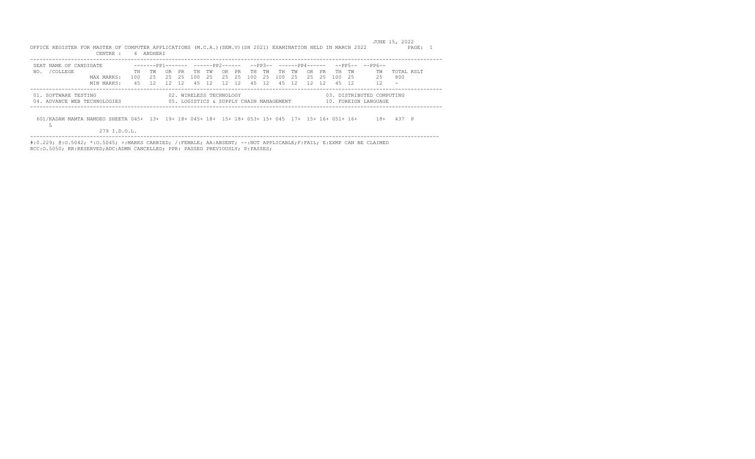JUNE 15, 2022

OFFICE REGISTER FOR MASTER OF COMPUTER APPLICATIONS (M.C.A.)(SEM.V)(SH 2021) EXAMINATION HELD IN MARCH 2022

CENTRE : 4 ANDHERI

| SEAT NO. | NAME OF CANDIDATE /COLLEGE | | PP1 | | | | PP2 | | | | PP3 | | PP4 | | | | PP5 | | PP6 | TOTAL | RSLT |
|---|---|---|---|---|---|---|---|---|---|---|---|---|---|---|---|---|---|---|---|---|---|
| | | | TH | TW | OR | PR | TH | TW | OR | PR | TH | TW | TH | TW | OR | PR | TH | TW | TW | | |
| | | MAX MARKS: | 100 | 25 | 25 | 25 | 100 | 25 | 25 | 25 | 100 | 25 | 100 | 25 | 25 | 25 | 100 | 25 | 25 | 800 | |
| | | MIN MARKS: | 45 | 12 | 12 | 12 | 45 | 12 | 12 | 12 | 45 | 12 | 45 | 12 | 12 | 12 | 45 | 12 | 12 | - | |
| 601 | /KADAM MAMTA NAMDEO SHEETAL<br>279 I.D.O.L. | | 045+ | 13+ | 19+ | 18+ | 045+ | 18+ | 15+ | 18+ | 053+ | 15+ | 045 | 17+ | 15+ | 16+ | 051+ | 16+ | 18+ | 437 | P |

01. SOFTWARE TESTING
02. WIRELESS TECHNOLOGY
03. DISTRIBUTED COMPUTING
04. ADVANCE WEB TECHNOLOGIES
05. LOGISTICS & SUPPLY CHAIN MANAGEMENT
10. FOREIGN LANGUAGE

#:O.229; @:O.5042; *:O.5045; +:MARKS CARRIED; /:FEMALE; AA:ABSENT; --:NOT APPLICABLE;F:FAIL; E:EXMP CAN BE CLAIMED
RCC:O.5050; RR:RESERVED;ADC:ADMN CANCELLED; PPR: PASSED PREVIOUSLY; P:PASSES;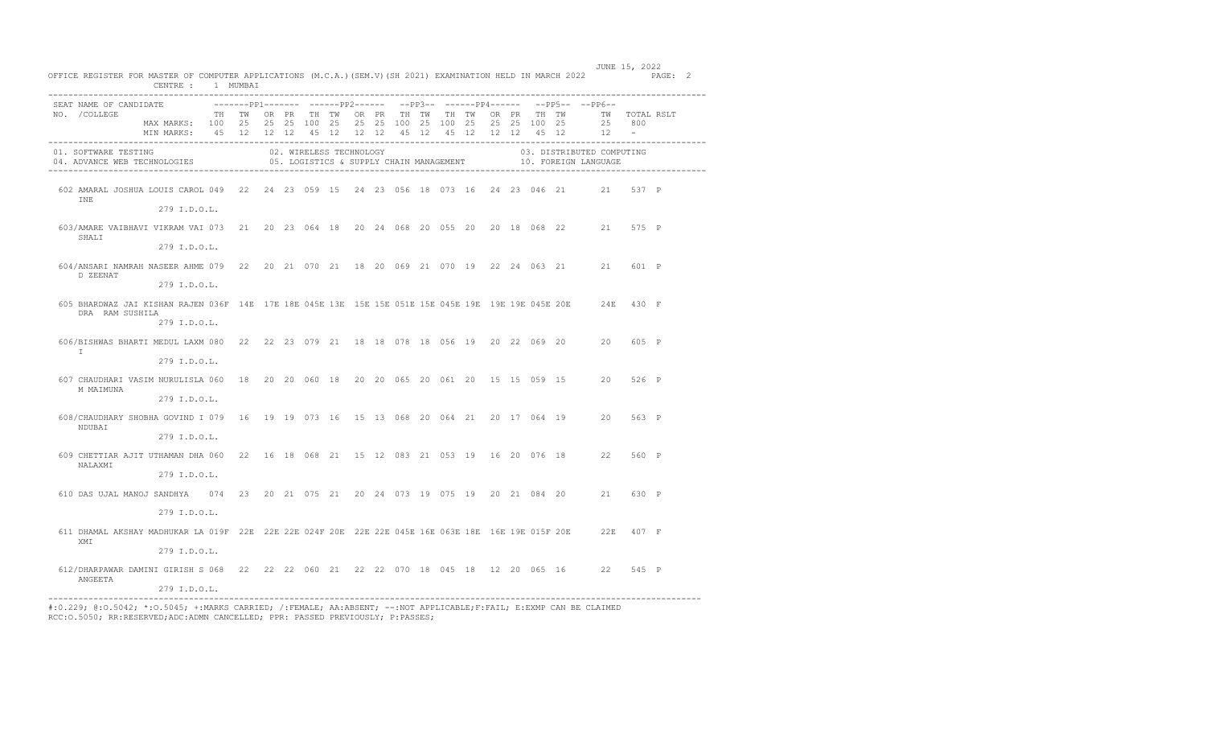OFFICE REGISTER FOR MASTER OF COMPUTER APPLICATIONS (M.C.A.)(SEM.V)(SH 2021) EXAMINATION HELD IN MARCH 2022

CENTRE : 1 MUMBAI

JUNE 15, 2022

| SEAT NO. | NAME OF CANDIDATE / COLLEGE | PP1 TH | PP1 TW | PP1 OR | PP1 PR | PP2 TH | PP2 TW | PP2 OR | PP2 PR | PP3 TH | PP3 TW | PP4 TH | PP4 TW | PP4 OR | PP4 PR | PP5 TH | PP5 TW | PP6 TW | TOTAL | RSLT |
|---|---|---|---|---|---|---|---|---|---|---|---|---|---|---|---|---|---|---|---|---|
| | MAX MARKS: | 100 | 25 | 25 | 25 | 100 | 25 | 25 | 25 | 100 | 25 | 100 | 25 | 25 | 25 | 100 | 25 | 25 | 800 | |
| | MIN MARKS: | 45 | 12 | 12 | 12 | 45 | 12 | 12 | 12 | 45 | 12 | 45 | 12 | 12 | 12 | 45 | 12 | 12 | - | |

01. SOFTWARE TESTING
02. WIRELESS TECHNOLOGY
03. DISTRIBUTED COMPUTING
04. ADVANCE WEB TECHNOLOGIES
05. LOGISTICS & SUPPLY CHAIN MANAGEMENT
10. FOREIGN LANGUAGE

| SEAT NO. | NAME OF CANDIDATE / COLLEGE | PP1 TH | PP1 TW | PP1 OR | PP1 PR | PP2 TH | PP2 TW | PP2 OR | PP2 PR | PP3 TH | PP3 TW | PP4 TH | PP4 TW | PP4 OR | PP4 PR | PP5 TH | PP5 TW | PP6 TW | TOTAL | RSLT |
|---|---|---|---|---|---|---|---|---|---|---|---|---|---|---|---|---|---|---|---|---|
| 602 | AMARAL JOSHUA LOUIS CAROLINE / 279 I.D.O.L. | 049 | 22 | 24 | 23 | 059 | 15 | 24 | 23 | 056 | 18 | 073 | 16 | 24 | 23 | 046 | 21 | 21 | 537 | P |
| 603/ | AMARE VAIBHAVI VIKRAM VAISHALI / 279 I.D.O.L. | 073 | 21 | 20 | 23 | 064 | 18 | 20 | 24 | 068 | 20 | 055 | 20 | 20 | 18 | 068 | 22 | 21 | 575 | P |
| 604/ | ANSARI NAMRAH NASEER AHMED ZEENAT / 279 I.D.O.L. | 079 | 22 | 20 | 21 | 070 | 21 | 18 | 20 | 069 | 21 | 070 | 19 | 22 | 24 | 063 | 21 | 21 | 601 | P |
| 605 | BHARDWAZ JAI KISHAN RAJENDRA RAM SUSHILA / 279 I.D.O.L. | 036F | 14E | 17E | 18E | 045E | 13E | 15E | 15E | 051E | 15E | 045E | 19E | 19E | 19E | 045E | 20E | 24E | 430 | F |
| 606/ | BISHWAS BHARTI MEDUL LAXMI / 279 I.D.O.L. | 080 | 22 | 22 | 23 | 079 | 21 | 18 | 18 | 078 | 18 | 056 | 19 | 20 | 22 | 069 | 20 | 20 | 605 | P |
| 607 | CHAUDHARI VASIM NURULISLAM MAIMUNA / 279 I.D.O.L. | 060 | 18 | 20 | 20 | 060 | 18 | 20 | 20 | 065 | 20 | 061 | 20 | 15 | 15 | 059 | 15 | 20 | 526 | P |
| 608/ | CHAUDHARY SHOBHA GOVIND INDUBAI / 279 I.D.O.L. | 079 | 16 | 19 | 19 | 073 | 16 | 15 | 13 | 068 | 20 | 064 | 21 | 20 | 17 | 064 | 19 | 20 | 563 | P |
| 609 | CHETTIAR AJIT UTHAMAN DHANALAXMI / 279 I.D.O.L. | 060 | 22 | 16 | 18 | 068 | 21 | 15 | 12 | 083 | 21 | 053 | 19 | 16 | 20 | 076 | 18 | 22 | 560 | P |
| 610 | DAS UJAL MANOJ SANDHYA / 279 I.D.O.L. | 074 | 23 | 20 | 21 | 075 | 21 | 20 | 24 | 073 | 19 | 075 | 19 | 20 | 21 | 084 | 20 | 21 | 630 | P |
| 611 | DHAMAL AKSHAY MADHUKAR LAXMI / 279 I.D.O.L. | 019F | 22E | 22E | 22E | 024F | 20E | 22E | 22E | 045E | 16E | 063E | 18E | 16E | 19E | 015F | 20E | 22E | 407 | F |
| 612/ | DHARPAWAR DAMINI GIRISH SANGEETA / 279 I.D.O.L. | 068 | 22 | 22 | 22 | 060 | 21 | 22 | 22 | 070 | 18 | 045 | 18 | 12 | 20 | 065 | 16 | 22 | 545 | P |

#:O.229; @:O.5042; *:O.5045; +:MARKS CARRIED; /:FEMALE; AA:ABSENT; --:NOT APPLICABLE;F:FAIL; E:EXMP CAN BE CLAIMED
RCC:O.5050; RR:RESERVED;ADC:ADMN CANCELLED; PPR: PASSED PREVIOUSLY; P:PASSES;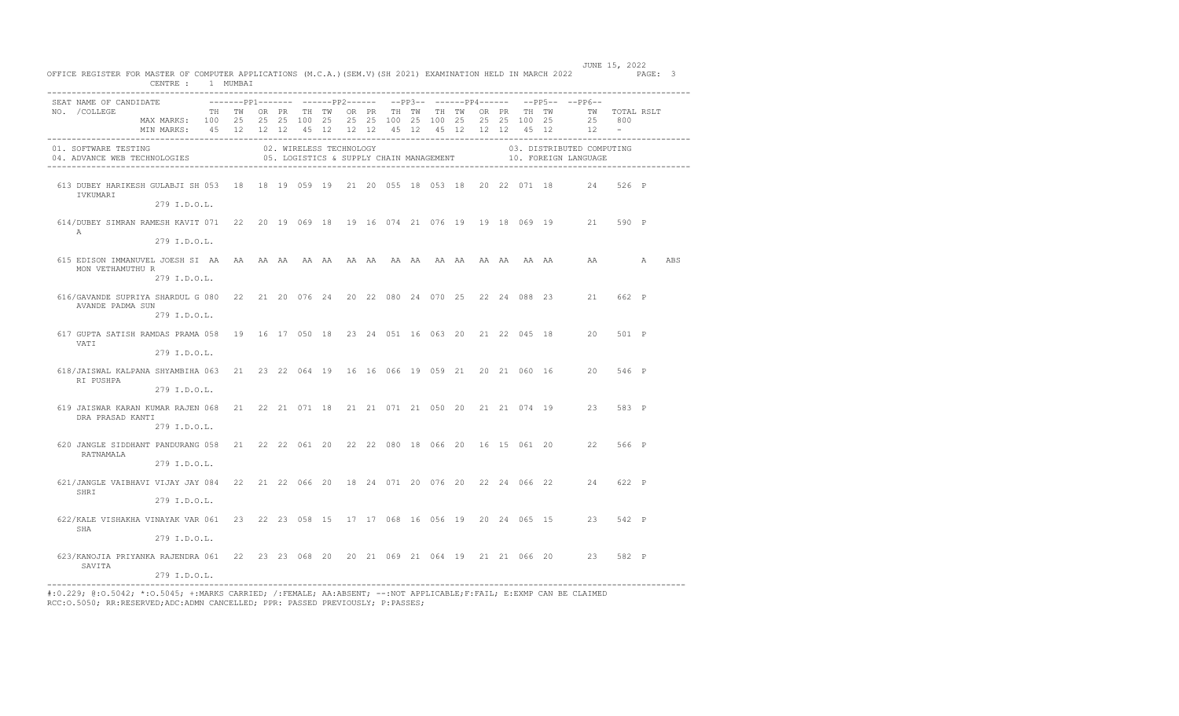OFFICE REGISTER FOR MASTER OF COMPUTER APPLICATIONS (M.C.A.)(SEM.V)(SH 2021) EXAMINATION HELD IN MARCH 2022 — JUNE 15, 2022

CENTRE : 1 MUMBAI

| SEAT NO. | NAME OF CANDIDATE /COLLEGE | PP1 TH | PP1 TW | PP1 OR | PP1 PR | PP2 TH | PP2 TW | PP2 OR | PP2 PR | PP3 TH | PP3 TW | PP4 TH | PP4 TW | PP4 OR | PP4 PR | PP5 TH | PP5 TW | PP6 TW | TOTAL | RSLT |
|---|---|---|---|---|---|---|---|---|---|---|---|---|---|---|---|---|---|---|---|---|
| | MAX MARKS: | 100 | 25 | 25 | 25 | 100 | 25 | 25 | 25 | 100 | 25 | 100 | 25 | 25 | 25 | 100 | 25 | 25 | 800 | |
| | MIN MARKS: | 45 | 12 | 12 | 12 | 45 | 12 | 12 | 12 | 45 | 12 | 45 | 12 | 12 | 12 | 45 | 12 | 12 | - | |

01. SOFTWARE TESTING — 02. WIRELESS TECHNOLOGY — 03. DISTRIBUTED COMPUTING
04. ADVANCE WEB TECHNOLOGIES — 05. LOGISTICS & SUPPLY CHAIN MANAGEMENT — 10. FOREIGN LANGUAGE

| SEAT NO. | NAME OF CANDIDATE /COLLEGE | PP1 TH | PP1 TW | PP1 OR | PP1 PR | PP2 TH | PP2 TW | PP2 OR | PP2 PR | PP3 TH | PP3 TW | PP4 TH | PP4 TW | PP4 OR | PP4 PR | PP5 TH | PP5 TW | PP6 TW | TOTAL | RSLT |
|---|---|---|---|---|---|---|---|---|---|---|---|---|---|---|---|---|---|---|---|---|
| 613 | DUBEY HARIKESH GULABJI SHIVKUMARI 279 I.D.O.L. | 053 | 18 | 18 | 19 | 059 | 19 | 21 | 20 | 055 | 18 | 053 | 18 | 20 | 22 | 071 | 18 | 24 | 526 | P |
| 614/ | DUBEY SIMRAN RAMESH KAVITA 279 I.D.O.L. | 071 | 22 | 20 | 19 | 069 | 18 | 19 | 16 | 074 | 21 | 076 | 19 | 19 | 18 | 069 | 19 | 21 | 590 | P |
| 615 | EDISON IMMANUVEL JOESH SIMON VETHAMUTHU R 279 I.D.O.L. | AA | AA | AA | AA | AA | AA | AA | AA | AA | AA | AA | AA | AA | AA | AA | AA | AA | A | ABS |
| 616/ | GAVANDE SUPRIYA SHARDUL GAVANDE PADMA SUN 279 I.D.O.L. | 080 | 22 | 21 | 20 | 076 | 24 | 20 | 22 | 080 | 24 | 070 | 25 | 22 | 24 | 088 | 23 | 21 | 662 | P |
| 617 | GUPTA SATISH RAMDAS PRAMAVATI 279 I.D.O.L. | 058 | 19 | 16 | 17 | 050 | 18 | 23 | 24 | 051 | 16 | 063 | 20 | 21 | 22 | 045 | 18 | 20 | 501 | P |
| 618/ | JAISWAL KALPANA SHYAMBIHARI PUSHPA 279 I.D.O.L. | 063 | 21 | 23 | 22 | 064 | 19 | 16 | 16 | 066 | 19 | 059 | 21 | 20 | 21 | 060 | 16 | 20 | 546 | P |
| 619 | JAISWAR KARAN KUMAR RAJENDRA PRASAD KANTI 279 I.D.O.L. | 068 | 21 | 22 | 21 | 071 | 18 | 21 | 21 | 071 | 21 | 050 | 20 | 21 | 21 | 074 | 19 | 23 | 583 | P |
| 620 | JANGLE SIDDHANT PANDURANG RATNAMALA 279 I.D.O.L. | 058 | 21 | 22 | 22 | 061 | 20 | 22 | 22 | 080 | 18 | 066 | 20 | 16 | 15 | 061 | 20 | 22 | 566 | P |
| 621/ | JANGLE VAIBHAVI VIJAY JAYSHRI 279 I.D.O.L. | 084 | 22 | 21 | 22 | 066 | 20 | 18 | 24 | 071 | 20 | 076 | 20 | 22 | 24 | 066 | 22 | 24 | 622 | P |
| 622/ | KALE VISHAKHA VINAYAK VARSHA 279 I.D.O.L. | 061 | 23 | 22 | 23 | 058 | 15 | 17 | 17 | 068 | 16 | 056 | 19 | 20 | 24 | 065 | 15 | 23 | 542 | P |
| 623/ | KANOJIA PRIYANKA RAJENDRA SAVITA 279 I.D.O.L. | 061 | 22 | 23 | 23 | 068 | 20 | 20 | 21 | 069 | 21 | 064 | 19 | 21 | 21 | 066 | 20 | 23 | 582 | P |

#:O.229; @:O.5042; *:O.5045; +:MARKS CARRIED; /:FEMALE; AA:ABSENT; --:NOT APPLICABLE;F:FAIL; E:EXMP CAN BE CLAIMED
RCC:O.5050; RR:RESERVED;ADC:ADMN CANCELLED; PPR: PASSED PREVIOUSLY; P:PASSES;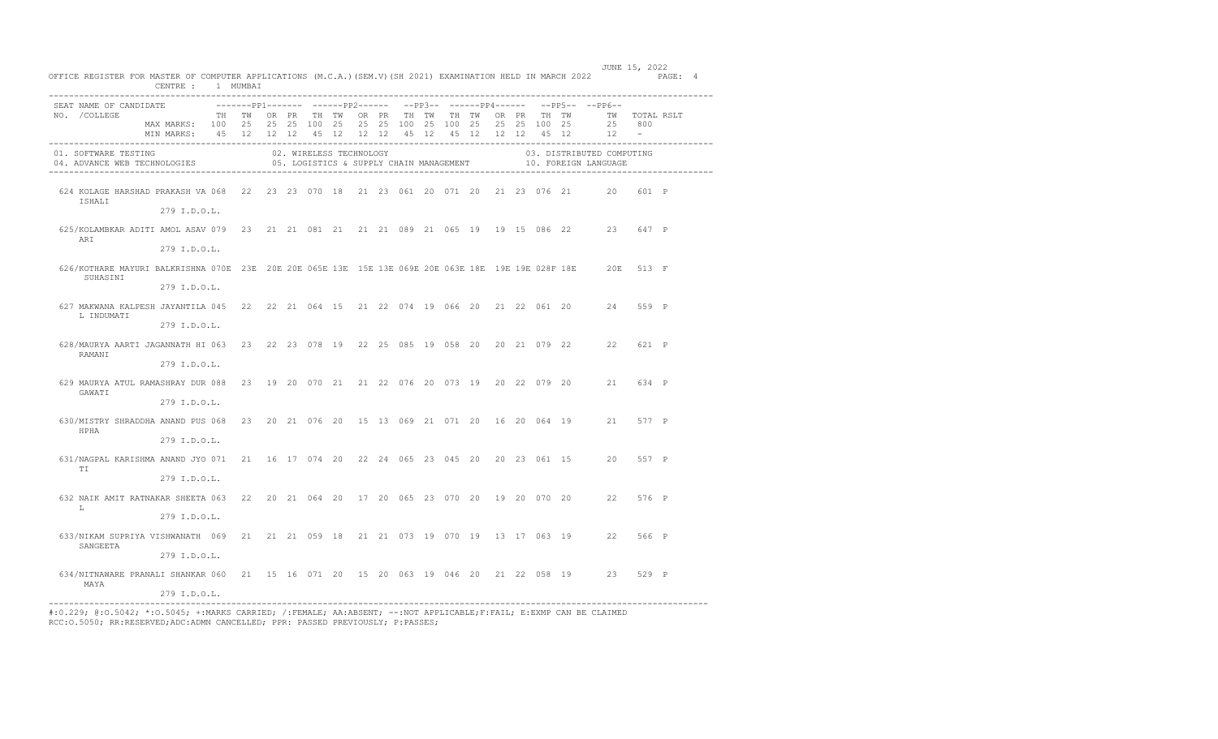OFFICE REGISTER FOR MASTER OF COMPUTER APPLICATIONS (M.C.A.)(SEM.V)(SH 2021) EXAMINATION HELD IN MARCH 2022

JUNE 15, 2022

CENTRE : 1 MUMBAI

| SEAT NO. | NAME OF CANDIDATE /COLLEGE | PP1 TH | PP1 TW | PP1 OR | PP1 PR | PP2 TH | PP2 TW | PP2 OR | PP2 PR | PP3 TH | PP3 TW | PP4 TH | PP4 TW | PP4 OR | PP4 PR | PP5 TH | PP5 TW | PP6 TW | TOTAL | RSLT |
|---|---|---|---|---|---|---|---|---|---|---|---|---|---|---|---|---|---|---|---|---|
| | MAX MARKS: | 100 | 25 | 25 | 25 | 100 | 25 | 25 | 25 | 100 | 25 | 100 | 25 | 25 | 25 | 100 | 25 | 25 | 800 | |
| | MIN MARKS: | 45 | 12 | 12 | 12 | 45 | 12 | 12 | 12 | 45 | 12 | 45 | 12 | 12 | 12 | 45 | 12 | 12 | - | |

01. SOFTWARE TESTING 02. WIRELESS TECHNOLOGY 03. DISTRIBUTED COMPUTING
04. ADVANCE WEB TECHNOLOGIES 05. LOGISTICS & SUPPLY CHAIN MANAGEMENT 10. FOREIGN LANGUAGE

| SEAT NO. | NAME OF CANDIDATE /COLLEGE | PP1 TH | PP1 TW | PP1 OR | PP1 PR | PP2 TH | PP2 TW | PP2 OR | PP2 PR | PP3 TH | PP3 TW | PP4 TH | PP4 TW | PP4 OR | PP4 PR | PP5 TH | PP5 TW | PP6 TW | TOTAL | RSLT |
|---|---|---|---|---|---|---|---|---|---|---|---|---|---|---|---|---|---|---|---|---|
| 624 | KOLAGE HARSHAD PRAKASH VAISHALI 279 I.D.O.L. | 068 | 22 | 23 | 23 | 070 | 18 | 21 | 23 | 061 | 20 | 071 | 20 | 21 | 23 | 076 | 21 | 20 | 601 | P |
| 625/ | KOLAMBKAR ADITI AMOL ASAVARI 279 I.D.O.L. | 079 | 23 | 21 | 21 | 081 | 21 | 21 | 21 | 089 | 21 | 065 | 19 | 19 | 15 | 086 | 22 | 23 | 647 | P |
| 626/ | KOTHARE MAYURI BALKRISHNA SUHASINI 279 I.D.O.L. | 070E | 23E | 20E | 20E | 065E | 13E | 15E | 13E | 069E | 20E | 063E | 18E | 19E | 19E | 028F | 18E | 20E | 513 | F |
| 627 | MAKWANA KALPESH JAYANTILAL INDUMATI 279 I.D.O.L. | 045 | 22 | 22 | 21 | 064 | 15 | 21 | 22 | 074 | 19 | 066 | 20 | 21 | 22 | 061 | 20 | 24 | 559 | P |
| 628/ | MAURYA AARTI JAGANNATH HIRAMANI 279 I.D.O.L. | 063 | 23 | 22 | 23 | 078 | 19 | 22 | 25 | 085 | 19 | 058 | 20 | 20 | 21 | 079 | 22 | 22 | 621 | P |
| 629 | MAURYA ATUL RAMASHRAY DURGAWATI 279 I.D.O.L. | 088 | 23 | 19 | 20 | 070 | 21 | 21 | 22 | 076 | 20 | 073 | 19 | 20 | 22 | 079 | 20 | 21 | 634 | P |
| 630/ | MISTRY SHRADDHA ANAND PUSHPHA 279 I.D.O.L. | 068 | 23 | 20 | 21 | 076 | 20 | 15 | 13 | 069 | 21 | 071 | 20 | 16 | 20 | 064 | 19 | 21 | 577 | P |
| 631/ | NAGPAL KARISHMA ANAND JYOTI 279 I.D.O.L. | 071 | 21 | 16 | 17 | 074 | 20 | 22 | 24 | 065 | 23 | 045 | 20 | 20 | 23 | 061 | 15 | 20 | 557 | P |
| 632 | NAIK AMIT RATNAKAR SHEETAL 279 I.D.O.L. | 063 | 22 | 20 | 21 | 064 | 20 | 17 | 20 | 065 | 23 | 070 | 20 | 19 | 20 | 070 | 20 | 22 | 576 | P |
| 633/ | NIKAM SUPRIYA VISHWANATH SANGEETA 279 I.D.O.L. | 069 | 21 | 21 | 21 | 059 | 18 | 21 | 21 | 073 | 19 | 070 | 19 | 13 | 17 | 063 | 19 | 22 | 566 | P |
| 634/ | NITNAWARE PRANALI SHANKAR MAYA 279 I.D.O.L. | 060 | 21 | 15 | 16 | 071 | 20 | 15 | 20 | 063 | 19 | 046 | 20 | 21 | 22 | 058 | 19 | 23 | 529 | P |

#:O.229; @:O.5042; *:O.5045; +:MARKS CARRIED; /:FEMALE; AA:ABSENT; --:NOT APPLICABLE;F:FAIL; E:EXMP CAN BE CLAIMED
RCC:O.5050; RR:RESERVED;ADC:ADMN CANCELLED; PPR: PASSED PREVIOUSLY; P:PASSES;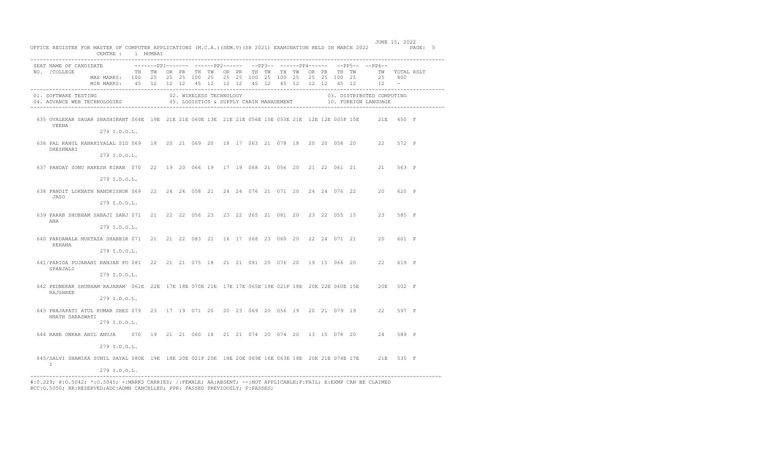OFFICE REGISTER FOR MASTER OF COMPUTER APPLICATIONS (M.C.A.)(SEM.V)(SH 2021) EXAMINATION HELD IN MARCH 2022

JUNE 15, 2022

CENTRE : 1 MUMBAI

| SEAT NO. | NAME OF CANDIDATE /COLLEGE | PP1 TH | PP1 TW | PP1 OR | PP1 PR | PP2 TH | PP2 TW | PP2 OR | PP2 PR | PP3 TH | PP3 TW | PP4 TH | PP4 TW | PP4 OR | PP4 PR | PP5 TH | PP5 TW | PP6 TW | TOTAL | RSLT |
|---|---|---|---|---|---|---|---|---|---|---|---|---|---|---|---|---|---|---|---|---|
| | MAX MARKS: | 100 | 25 | 25 | 25 | 100 | 25 | 25 | 25 | 100 | 25 | 100 | 25 | 25 | 25 | 100 | 25 | 25 | 800 | |
| | MIN MARKS: | 45 | 12 | 12 | 12 | 45 | 12 | 12 | 12 | 45 | 12 | 45 | 12 | 12 | 12 | 45 | 12 | 12 | - | |
| 635 | OVALEKAR SAGAR SHASHIKANT VEENA 279 I.D.O.L. | 064E | 19E | 21E | 21E | 060E | 13E | 21E | 21E | 056E | 15E | 053E | 21E | 12E | 12E | 005F | 15E | 21E | 450 | F |
| 636 | PAL RAHUL KANAHIYALAL SID DHESHWARI 279 I.D.O.L. | 069 | 18 | 20 | 21 | 069 | 20 | 18 | 17 | 063 | 21 | 078 | 18 | 20 | 20 | 058 | 20 | 22 | 572 | P |
| 637 | PANDAY SONU RAKESH KIRAN 279 I.D.O.L. | 070 | 22 | 19 | 20 | 066 | 19 | 17 | 19 | 068 | 21 | 056 | 20 | 21 | 22 | 061 | 21 | 21 | 563 | P |
| 638 | PANDIT LOKNATH NANDKISHOR JASO 279 I.D.O.L. | 069 | 22 | 24 | 24 | 058 | 21 | 24 | 24 | 076 | 21 | 071 | 20 | 24 | 24 | 076 | 22 | 20 | 620 | P |
| 639 | PARAB SHUBHAM SABAJI SANJ ANA 279 I.D.O.L. | 071 | 21 | 22 | 22 | 056 | 23 | 23 | 22 | 065 | 21 | 081 | 20 | 23 | 22 | 055 | 15 | 23 | 585 | P |
| 640 | PARDAWALA MURTAZA SHABBIR REHANA 279 I.D.O.L. | 071 | 21 | 21 | 22 | 083 | 21 | 16 | 17 | 068 | 23 | 060 | 20 | 22 | 24 | 071 | 21 | 20 | 601 | P |
| 641/ | PARIDA PUJARANI RANJAN PU SPANJALI 279 I.D.O.L. | 081 | 22 | 21 | 21 | 075 | 18 | 21 | 21 | 081 | 20 | 076 | 20 | 19 | 15 | 066 | 20 | 22 | 619 | P |
| 642 | PEDNEKAR SHUBHAM RAJARAM RAJSHREE 279 I.D.O.L. | 061E | 22E | 17E | 18E | 070E | 21E | 17E | 17E | 065E | 18E | 021F | 18E | 20E | 22E | 060E | 15E | 20E | 502 | F |
| 643 | PRAJAPATI ATUL KUMAR SHES HNATH SARASWATI 279 I.D.O.L. | 079 | 23 | 17 | 19 | 071 | 20 | 20 | 23 | 069 | 20 | 056 | 19 | 20 | 21 | 079 | 19 | 22 | 597 | P |
| 644 | RANE ONKAR ANIL ANUJA 279 I.D.O.L. | 070 | 19 | 21 | 21 | 060 | 18 | 21 | 21 | 074 | 20 | 074 | 20 | 13 | 15 | 078 | 20 | 24 | 589 | P |
| 645/ | SALVI SHAMIKA SUNIL SAYAL I 279 I.D.O.L. | 080E | 19E | 18E | 20E | 021F | 20E | 18E | 20E | 069E | 16E | 063E | 18E | 20E | 21E | 074E | 17E | 21E | 535 | F |

01. SOFTWARE TESTING 02. WIRELESS TECHNOLOGY 03. DISTRIBUTED COMPUTING
04. ADVANCE WEB TECHNOLOGIES 05. LOGISTICS & SUPPLY CHAIN MANAGEMENT 10. FOREIGN LANGUAGE

#:O.229; @:O.5042; *:O.5045; +:MARKS CARRIED; /:FEMALE; AA:ABSENT; --:NOT APPLICABLE;F:FAIL; E:EXMP CAN BE CLAIMED
RCC:O.5050; RR:RESERVED;ADC:ADMN CANCELLED; PPR: PASSED PREVIOUSLY; P:PASSES;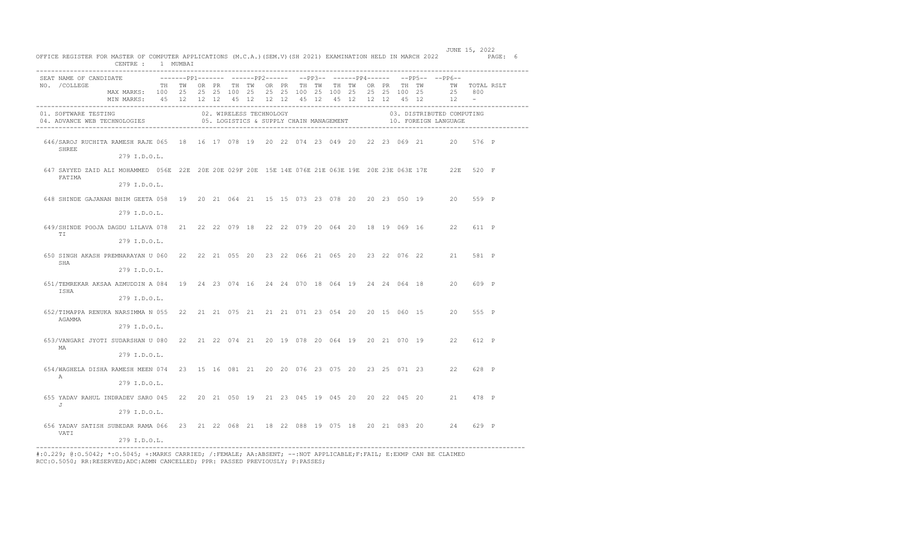OFFICE REGISTER FOR MASTER OF COMPUTER APPLICATIONS (M.C.A.)(SEM.V)(SH 2021) EXAMINATION HELD IN MARCH 2022 — JUNE 15, 2022 — PAGE: 6

CENTRE : 1 MUMBAI

| SEAT NO. | NAME OF CANDIDATE /COLLEGE | PP1 TH | PP1 TW | PP1 OR | PP1 PR | PP2 TH | PP2 TW | PP2 OR | PP2 PR | PP3 TH | PP3 TW | PP4 TH | PP4 TW | PP4 OR | PP4 PR | PP5 TH | PP5 TW | PP6 TW | TOTAL | RSLT |
|---|---|---|---|---|---|---|---|---|---|---|---|---|---|---|---|---|---|---|---|---|
| | MAX MARKS: | 100 | 25 | 25 | 25 | 100 | 25 | 25 | 25 | 100 | 25 | 100 | 25 | 25 | 25 | 100 | 25 | 25 | 800 | |
| | MIN MARKS: | 45 | 12 | 12 | 12 | 45 | 12 | 12 | 12 | 45 | 12 | 45 | 12 | 12 | 12 | 45 | 12 | 12 | - | |

01. SOFTWARE TESTING　02. WIRELESS TECHNOLOGY　03. DISTRIBUTED COMPUTING
04. ADVANCE WEB TECHNOLOGIES　05. LOGISTICS & SUPPLY CHAIN MANAGEMENT　10. FOREIGN LANGUAGE

| SEAT NO. | NAME OF CANDIDATE /COLLEGE | PP1 TH | PP1 TW | PP1 OR | PP1 PR | PP2 TH | PP2 TW | PP2 OR | PP2 PR | PP3 TH | PP3 TW | PP4 TH | PP4 TW | PP4 OR | PP4 PR | PP5 TH | PP5 TW | PP6 TW | TOTAL | RSLT |
|---|---|---|---|---|---|---|---|---|---|---|---|---|---|---|---|---|---|---|---|---|
| 646/ | SAROJ RUCHITA RAMESH RAJE SHREE 279 I.D.O.L. | 065 | 18 | 16 | 17 | 078 | 19 | 20 | 22 | 074 | 23 | 049 | 20 | 22 | 23 | 069 | 21 | 20 | 576 | P |
| 647 | SAYYED ZAID ALI MOHAMMED FATIMA 279 I.D.O.L. | 056E | 22E | 20E | 20E | 029F | 20E | 15E | 14E | 076E | 21E | 063E | 19E | 20E | 23E | 063E | 17E | 22E | 520 | F |
| 648 | SHINDE GAJANAN BHIM GEETA 279 I.D.O.L. | 058 | 19 | 20 | 21 | 064 | 21 | 15 | 15 | 073 | 23 | 078 | 20 | 20 | 23 | 050 | 19 | 20 | 559 | P |
| 649/ | SHINDE POOJA DAGDU LILAVATI 279 I.D.O.L. | 078 | 21 | 22 | 22 | 079 | 18 | 22 | 22 | 079 | 20 | 064 | 20 | 18 | 19 | 069 | 16 | 22 | 611 | P |
| 650 | SINGH AKASH PREMNARAYAN USHA 279 I.D.O.L. | 060 | 22 | 22 | 21 | 055 | 20 | 23 | 22 | 066 | 21 | 065 | 20 | 23 | 22 | 076 | 22 | 21 | 581 | P |
| 651/ | TEMREKAR AKSAA AZMUDDIN AISHA 279 I.D.O.L. | 084 | 19 | 24 | 23 | 074 | 16 | 24 | 24 | 070 | 18 | 064 | 19 | 24 | 24 | 064 | 18 | 20 | 609 | P |
| 652/ | TIMAPPA RENUKA NARSIMMA NAGAMMA 279 I.D.O.L. | 055 | 22 | 21 | 21 | 075 | 21 | 21 | 21 | 071 | 23 | 054 | 20 | 20 | 15 | 060 | 15 | 20 | 555 | P |
| 653/ | VANGARI JYOTI SUDARSHAN UMA 279 I.D.O.L. | 080 | 22 | 21 | 22 | 074 | 21 | 20 | 19 | 078 | 20 | 064 | 19 | 20 | 21 | 070 | 19 | 22 | 612 | P |
| 654/ | WAGHELA DISHA RAMESH MEENA 279 I.D.O.L. | 074 | 23 | 15 | 16 | 081 | 21 | 20 | 20 | 076 | 23 | 075 | 20 | 23 | 25 | 071 | 23 | 22 | 628 | P |
| 655 | YADAV RAHUL INDRADEV SAROJ 279 I.D.O.L. | 045 | 22 | 20 | 21 | 050 | 19 | 21 | 23 | 045 | 19 | 045 | 20 | 20 | 22 | 045 | 20 | 21 | 478 | P |
| 656 | YADAV SATISH SUBEDAR RAMAVATI 279 I.D.O.L. | 066 | 23 | 21 | 22 | 068 | 21 | 18 | 22 | 088 | 19 | 075 | 18 | 20 | 21 | 083 | 20 | 24 | 629 | P |

#:O.229; @:O.5042; *:O.5045; +:MARKS CARRIED; /:FEMALE; AA:ABSENT; --:NOT APPLICABLE;F:FAIL; E:EXMP CAN BE CLAIMED
RCC:O.5050; RR:RESERVED;ADC:ADMN CANCELLED; PPR: PASSED PREVIOUSLY; P:PASSES;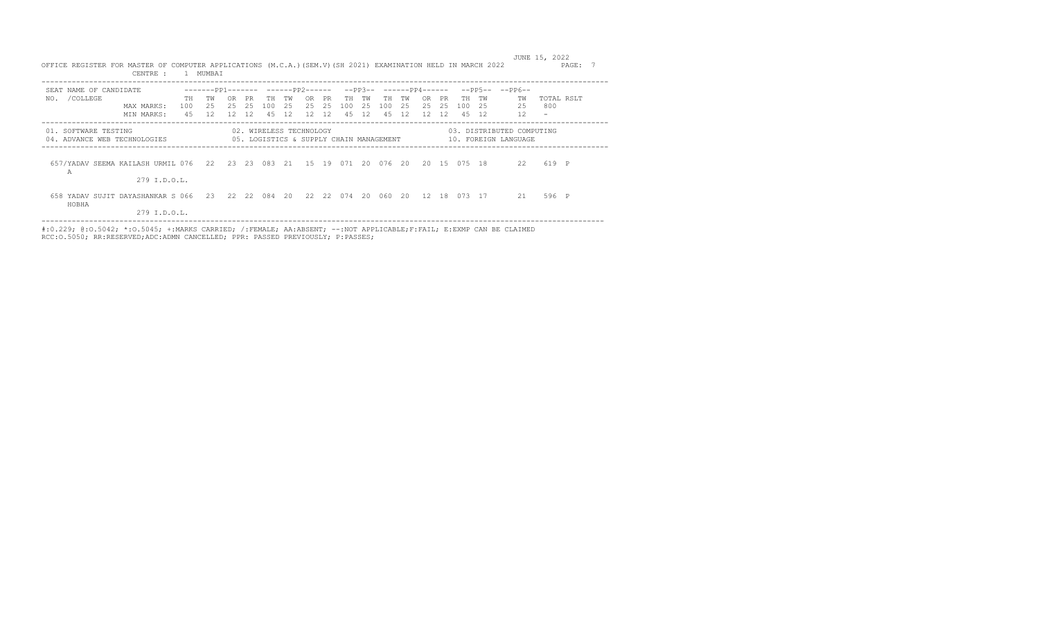JUNE 15, 2022

OFFICE REGISTER FOR MASTER OF COMPUTER APPLICATIONS (M.C.A.)(SEM.V)(SH 2021) EXAMINATION HELD IN MARCH 2022

CENTRE : 1 MUMBAI

| SEAT NO. | NAME OF CANDIDATE /COLLEGE | PP1 TH | PP1 TW | PP1 OR | PP1 PR | PP2 TH | PP2 TW | PP2 OR | PP2 PR | PP3 TH | PP3 TW | PP4 TH | PP4 TW | PP4 OR | PP4 PR | PP5 TH | PP5 TW | PP6 TW | TOTAL | RSLT |
|---|---|---|---|---|---|---|---|---|---|---|---|---|---|---|---|---|---|---|---|---|
| | MAX MARKS: | 100 | 25 | 25 | 25 | 100 | 25 | 25 | 25 | 100 | 25 | 100 | 25 | 25 | 25 | 100 | 25 | 25 | 800 | |
| | MIN MARKS: | 45 | 12 | 12 | 12 | 45 | 12 | 12 | 12 | 45 | 12 | 45 | 12 | 12 | 12 | 45 | 12 | 12 | - | |

01. SOFTWARE TESTING | 02. WIRELESS TECHNOLOGY | 03. DISTRIBUTED COMPUTING
04. ADVANCE WEB TECHNOLOGIES | 05. LOGISTICS & SUPPLY CHAIN MANAGEMENT | 10. FOREIGN LANGUAGE

| SEAT NO. | NAME OF CANDIDATE /COLLEGE | PP1 TH | PP1 TW | PP1 OR | PP1 PR | PP2 TH | PP2 TW | PP2 OR | PP2 PR | PP3 TH | PP3 TW | PP4 TH | PP4 TW | PP4 OR | PP4 PR | PP5 TH | PP5 TW | PP6 TW | TOTAL | RSLT |
|---|---|---|---|---|---|---|---|---|---|---|---|---|---|---|---|---|---|---|---|---|
| 657 | /YADAV SEEMA KAILASH URMILA 279 I.D.O.L. | 076 | 22 | 23 | 23 | 083 | 21 | 15 | 19 | 071 | 20 | 076 | 20 | 20 | 15 | 075 | 18 | 22 | 619 | P |
| 658 | YADAV SUJIT DAYASHANKAR SHOBHA 279 I.D.O.L. | 066 | 23 | 22 | 22 | 084 | 20 | 22 | 22 | 074 | 20 | 060 | 20 | 12 | 18 | 073 | 17 | 21 | 596 | P |

#:O.229; @:O.5042; *:O.5045; +:MARKS CARRIED; /:FEMALE; AA:ABSENT; --:NOT APPLICABLE;F:FAIL; E:EXMP CAN BE CLAIMED
RCC:O.5050; RR:RESERVED;ADC:ADMN CANCELLED; PPR: PASSED PREVIOUSLY; P:PASSES;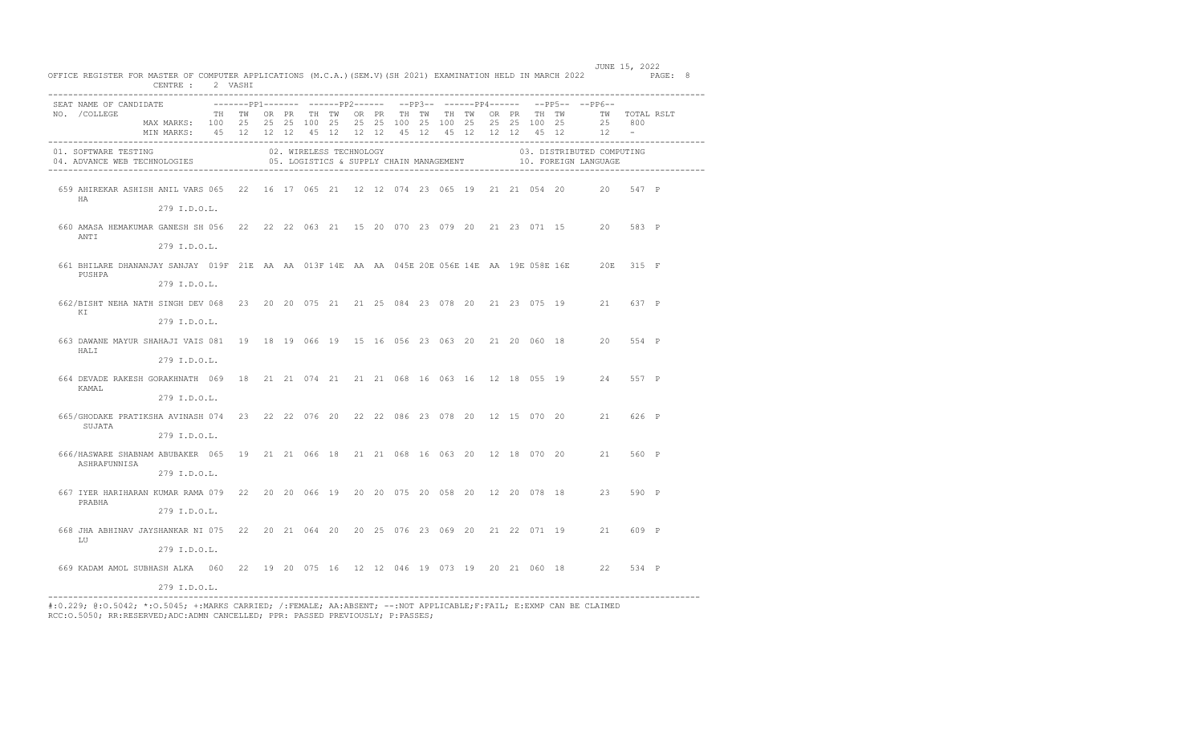OFFICE REGISTER FOR MASTER OF COMPUTER APPLICATIONS (M.C.A.)(SEM.V)(SH 2021) EXAMINATION HELD IN MARCH 2022

JUNE 15, 2022

CENTRE : 2 VASHI

| SEAT NO. | NAME OF CANDIDATE /COLLEGE | PP1 TH | PP1 TW | PP1 OR | PP1 PR | PP2 TH | PP2 TW | PP2 OR | PP2 PR | PP3 TH | PP3 TW | PP4 TH | PP4 TW | PP4 OR | PP4 PR | PP5 TH | PP5 TW | PP6 TW | TOTAL | RSLT |
|---|---|---|---|---|---|---|---|---|---|---|---|---|---|---|---|---|---|---|---|---|
| | MAX MARKS: | 100 | 25 | 25 | 25 | 100 | 25 | 25 | 25 | 100 | 25 | 100 | 25 | 25 | 25 | 100 | 25 | 25 | 800 | |
| | MIN MARKS: | 45 | 12 | 12 | 12 | 45 | 12 | 12 | 12 | 45 | 12 | 45 | 12 | 12 | 12 | 45 | 12 | 12 | - | |

01. SOFTWARE TESTING　　02. WIRELESS TECHNOLOGY　　03. DISTRIBUTED COMPUTING
04. ADVANCE WEB TECHNOLOGIES　　05. LOGISTICS & SUPPLY CHAIN MANAGEMENT　　10. FOREIGN LANGUAGE

| SEAT NO. | NAME OF CANDIDATE /COLLEGE | PP1 TH | PP1 TW | PP1 OR | PP1 PR | PP2 TH | PP2 TW | PP2 OR | PP2 PR | PP3 TH | PP3 TW | PP4 TH | PP4 TW | PP4 OR | PP4 PR | PP5 TH | PP5 TW | PP6 TW | TOTAL | RSLT |
|---|---|---|---|---|---|---|---|---|---|---|---|---|---|---|---|---|---|---|---|---|
| 659 | AHIREKAR ASHISH ANIL VARSHA 279 I.D.O.L. | 065 | 22 | 16 | 17 | 065 | 21 | 12 | 12 | 074 | 23 | 065 | 19 | 21 | 21 | 054 | 20 | 20 | 547 | P |
| 660 | AMASA HEMAKUMAR GANESH SHANTI 279 I.D.O.L. | 056 | 22 | 22 | 22 | 063 | 21 | 15 | 20 | 070 | 23 | 079 | 20 | 21 | 23 | 071 | 15 | 20 | 583 | P |
| 661 | BHILARE DHANANJAY SANJAY PUSHPA 279 I.D.O.L. | 019F | 21E | AA | AA | 013F | 14E | AA | AA | 045E | 20E | 056E | 14E | AA | 19E | 058E | 16E | 20E | 315 | F |
| 662/ | BISHT NEHA NATH SINGH DEVKI 279 I.D.O.L. | 068 | 23 | 20 | 20 | 075 | 21 | 21 | 25 | 084 | 23 | 078 | 20 | 21 | 23 | 075 | 19 | 21 | 637 | P |
| 663 | DAWANE MAYUR SHAHAJI VAISHALI 279 I.D.O.L. | 081 | 19 | 18 | 19 | 066 | 19 | 15 | 16 | 056 | 23 | 063 | 20 | 21 | 20 | 060 | 18 | 20 | 554 | P |
| 664 | DEVADE RAKESH GORAKHNATH KAMAL 279 I.D.O.L. | 069 | 18 | 21 | 21 | 074 | 21 | 21 | 21 | 068 | 16 | 063 | 16 | 12 | 18 | 055 | 19 | 24 | 557 | P |
| 665/ | GHODAKE PRATIKSHA AVINASH SUJATA 279 I.D.O.L. | 074 | 23 | 22 | 22 | 076 | 20 | 22 | 22 | 086 | 23 | 078 | 20 | 12 | 15 | 070 | 20 | 21 | 626 | P |
| 666/ | HASWARE SHABNAM ABUBAKER ASHRAFUNNISA 279 I.D.O.L. | 065 | 19 | 21 | 21 | 066 | 18 | 21 | 21 | 068 | 16 | 063 | 20 | 12 | 18 | 070 | 20 | 21 | 560 | P |
| 667 | IYER HARIHARAN KUMAR RAMA PRABHA 279 I.D.O.L. | 079 | 22 | 20 | 20 | 066 | 19 | 20 | 20 | 075 | 20 | 058 | 20 | 12 | 20 | 078 | 18 | 23 | 590 | P |
| 668 | JHA ABHINAV JAYSHANKAR NILU 279 I.D.O.L. | 075 | 22 | 20 | 21 | 064 | 20 | 20 | 25 | 076 | 23 | 069 | 20 | 21 | 22 | 071 | 19 | 21 | 609 | P |
| 669 | KADAM AMOL SUBHASH ALKA 279 I.D.O.L. | 060 | 22 | 19 | 20 | 075 | 16 | 12 | 12 | 046 | 19 | 073 | 19 | 20 | 21 | 060 | 18 | 22 | 534 | P |

#:O.229; @:O.5042; *:O.5045; +:MARKS CARRIED; /:FEMALE; AA:ABSENT; --:NOT APPLICABLE;F:FAIL; E:EXMP CAN BE CLAIMED
RCC:O.5050; RR:RESERVED;ADC:ADMN CANCELLED; PPR: PASSED PREVIOUSLY; P:PASSES;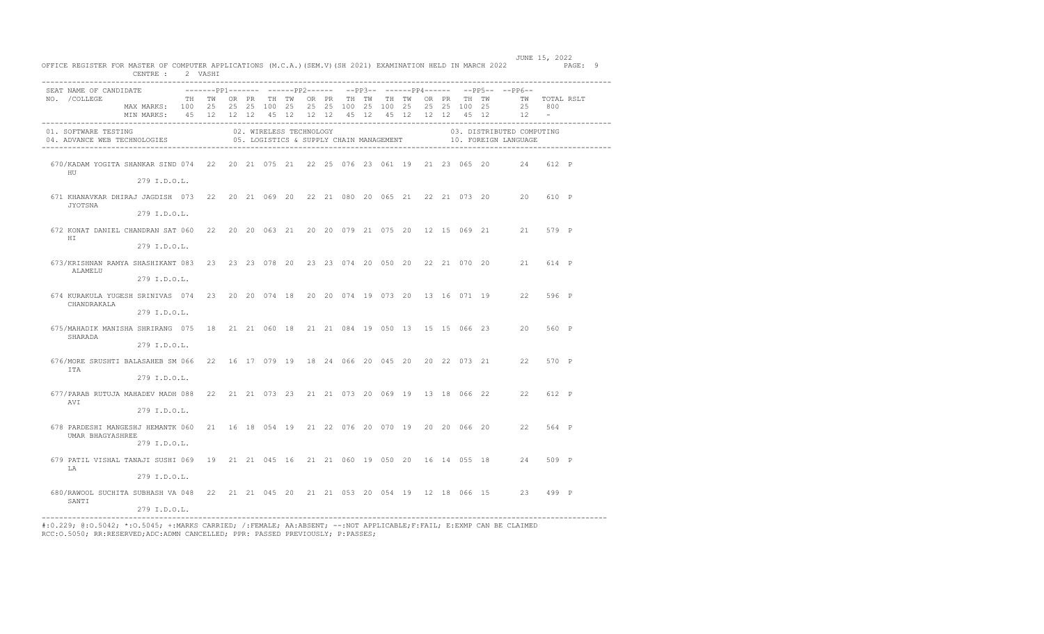OFFICE REGISTER FOR MASTER OF COMPUTER APPLICATIONS (M.C.A.)(SEM.V)(SH 2021) EXAMINATION HELD IN MARCH 2022 — JUNE 15, 2022

CENTRE : 2 VASHI

| SEAT NO. | NAME OF CANDIDATE /COLLEGE | PP1 TH | PP1 TW | PP1 OR | PP1 PR | PP2 TH | PP2 TW | PP2 OR | PP2 PR | PP3 TH | PP3 TW | PP4 TH | PP4 TW | PP4 OR | PP4 PR | PP5 TH | PP5 TW | PP6 TW | TOTAL | RSLT |
|---|---|---|---|---|---|---|---|---|---|---|---|---|---|---|---|---|---|---|---|---|
| | MAX MARKS: | 100 | 25 | 25 | 25 | 100 | 25 | 25 | 25 | 100 | 25 | 100 | 25 | 25 | 25 | 100 | 25 | 25 | 800 | |
| | MIN MARKS: | 45 | 12 | 12 | 12 | 45 | 12 | 12 | 12 | 45 | 12 | 45 | 12 | 12 | 12 | 45 | 12 | 12 | - | |
| 670/ | KADAM YOGITA SHANKAR SINDHU 279 I.D.O.L. | 074 | 22 | 20 | 21 | 075 | 21 | 22 | 25 | 076 | 23 | 061 | 19 | 21 | 23 | 065 | 20 | 24 | 612 | P |
| 671 | KHANAVKAR DHIRAJ JAGDISH JYOTSNA 279 I.D.O.L. | 073 | 22 | 20 | 21 | 069 | 20 | 22 | 21 | 080 | 20 | 065 | 21 | 22 | 21 | 073 | 20 | 20 | 610 | P |
| 672 | KONAT DANIEL CHANDRAN SATHI 279 I.D.O.L. | 060 | 22 | 20 | 20 | 063 | 21 | 20 | 20 | 079 | 21 | 075 | 20 | 12 | 15 | 069 | 21 | 21 | 579 | P |
| 673/ | KRISHNAN RAMYA SHASHIKANT ALAMELU 279 I.D.O.L. | 083 | 23 | 23 | 23 | 078 | 20 | 23 | 23 | 074 | 20 | 050 | 20 | 22 | 21 | 070 | 20 | 21 | 614 | P |
| 674 | KURAKULA YUGESH SRINIVAS CHANDRAKALA 279 I.D.O.L. | 074 | 23 | 20 | 20 | 074 | 18 | 20 | 20 | 074 | 19 | 073 | 20 | 13 | 16 | 071 | 19 | 22 | 596 | P |
| 675/ | MAHADIK MANISHA SHRIRANG SHARADA 279 I.D.O.L. | 075 | 18 | 21 | 21 | 060 | 18 | 21 | 21 | 084 | 19 | 050 | 13 | 15 | 15 | 066 | 23 | 20 | 560 | P |
| 676/ | MORE SRUSHTI BALASAHEB SMITA 279 I.D.O.L. | 066 | 22 | 16 | 17 | 079 | 19 | 18 | 24 | 066 | 20 | 045 | 20 | 20 | 22 | 073 | 21 | 22 | 570 | P |
| 677/ | PARAB RUTUJA MAHADEV MADHAVI 279 I.D.O.L. | 088 | 22 | 21 | 21 | 073 | 23 | 21 | 21 | 073 | 20 | 069 | 19 | 13 | 18 | 066 | 22 | 22 | 612 | P |
| 678 | PARDESHI MANGESHJ HEMANTKUMAR BHAGYASHREE 279 I.D.O.L. | 060 | 21 | 16 | 18 | 054 | 19 | 21 | 22 | 076 | 20 | 070 | 19 | 20 | 20 | 066 | 20 | 22 | 564 | P |
| 679 | PATIL VISHAL TANAJI SUSHILA 279 I.D.O.L. | 069 | 19 | 21 | 21 | 045 | 16 | 21 | 21 | 060 | 19 | 050 | 20 | 16 | 14 | 055 | 18 | 24 | 509 | P |
| 680/ | RAWOOL SUCHITA SUBHASH VASANTI 279 I.D.O.L. | 048 | 22 | 21 | 21 | 045 | 20 | 21 | 21 | 053 | 20 | 054 | 19 | 12 | 18 | 066 | 15 | 23 | 499 | P |

01. SOFTWARE TESTING; 02. WIRELESS TECHNOLOGY; 03. DISTRIBUTED COMPUTING; 04. ADVANCE WEB TECHNOLOGIES; 05. LOGISTICS & SUPPLY CHAIN MANAGEMENT; 10. FOREIGN LANGUAGE

#:O.229; @:O.5042; *:O.5045; +:MARKS CARRIED; /:FEMALE; AA:ABSENT; --:NOT APPLICABLE;F:FAIL; E:EXMP CAN BE CLAIMED
RCC:O.5050; RR:RESERVED;ADC:ADMN CANCELLED; PPR: PASSED PREVIOUSLY; P:PASSES;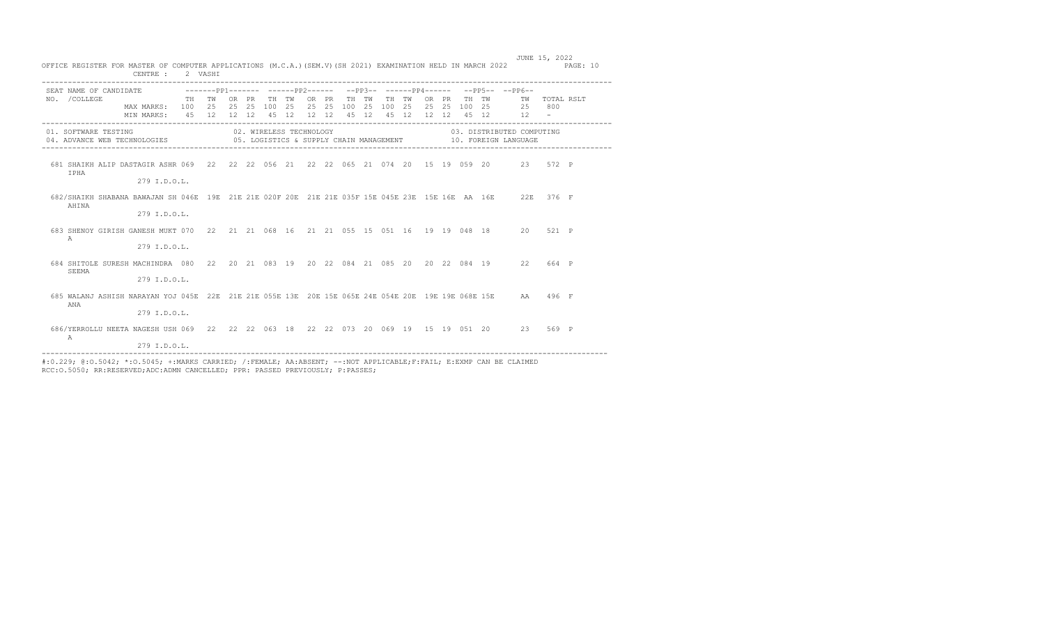OFFICE REGISTER FOR MASTER OF COMPUTER APPLICATIONS (M.C.A.)(SEM.V)(SH 2021) EXAMINATION HELD IN MARCH 2022

JUNE 15, 2022

CENTRE : 2 VASHI

| SEAT NO. | NAME OF CANDIDATE /COLLEGE | PP1 TH | PP1 TW | PP1 OR | PP1 PR | PP2 TH | PP2 TW | PP2 OR | PP2 PR | PP3 TH | PP3 TW | PP4 TH | PP4 TW | PP4 OR | PP4 PR | PP5 TH | PP5 TW | PP6 TW | TOTAL | RSLT |
|---|---|---|---|---|---|---|---|---|---|---|---|---|---|---|---|---|---|---|---|---|
| | MAX MARKS: | 100 | 25 | 25 | 25 | 100 | 25 | 25 | 25 | 100 | 25 | 100 | 25 | 25 | 25 | 100 | 25 | 25 | 800 | |
| | MIN MARKS: | 45 | 12 | 12 | 12 | 45 | 12 | 12 | 12 | 45 | 12 | 45 | 12 | 12 | 12 | 45 | 12 | 12 | - | |

01. SOFTWARE TESTING 02. WIRELESS TECHNOLOGY 03. DISTRIBUTED COMPUTING
04. ADVANCE WEB TECHNOLOGIES 05. LOGISTICS & SUPPLY CHAIN MANAGEMENT 10. FOREIGN LANGUAGE

| SEAT NO. | NAME OF CANDIDATE /COLLEGE | PP1 TH | PP1 TW | PP1 OR | PP1 PR | PP2 TH | PP2 TW | PP2 OR | PP2 PR | PP3 TH | PP3 TW | PP4 TH | PP4 TW | PP4 OR | PP4 PR | PP5 TH | PP5 TW | PP6 TW | TOTAL | RSLT |
|---|---|---|---|---|---|---|---|---|---|---|---|---|---|---|---|---|---|---|---|---|
| 681 | SHAIKH ALIP DASTAGIR ASHR IPHA 279 I.D.O.L. | 069 | 22 | 22 | 22 | 056 | 21 | 22 | 22 | 065 | 21 | 074 | 20 | 15 | 19 | 059 | 20 | 23 | 572 | P |
| 682/ | SHAIKH SHABANA BAWAJAN SH AHINA 279 I.D.O.L. | 046E | 19E | 21E | 21E | 020F | 20E | 21E | 21E | 035F | 15E | 045E | 23E | 15E | 16E | AA | 16E | 22E | 376 | F |
| 683 | SHENOY GIRISH GANESH MUKT A 279 I.D.O.L. | 070 | 22 | 21 | 21 | 068 | 16 | 21 | 21 | 055 | 15 | 051 | 16 | 19 | 19 | 048 | 18 | 20 | 521 | P |
| 684 | SHITOLE SURESH MACHINDRA SEEMA 279 I.D.O.L. | 080 | 22 | 20 | 21 | 083 | 19 | 20 | 22 | 084 | 21 | 085 | 20 | 20 | 22 | 084 | 19 | 22 | 664 | P |
| 685 | WALANJ ASHISH NARAYAN YOJ ANA 279 I.D.O.L. | 045E | 22E | 21E | 21E | 055E | 13E | 20E | 15E | 065E | 24E | 054E | 20E | 19E | 19E | 068E | 15E | AA | 496 | F |
| 686/ | YERROLLU NEETA NAGESH USH A 279 I.D.O.L. | 069 | 22 | 22 | 22 | 063 | 18 | 22 | 22 | 073 | 20 | 069 | 19 | 15 | 19 | 051 | 20 | 23 | 569 | P |

#:0.229; @:O.5042; *:O.5045; +:MARKS CARRIED; /:FEMALE; AA:ABSENT; --:NOT APPLICABLE;F:FAIL; E:EXMP CAN BE CLAIMED
RCC:O.5050; RR:RESERVED;ADC:ADMN CANCELLED; PPR: PASSED PREVIOUSLY; P:PASSES;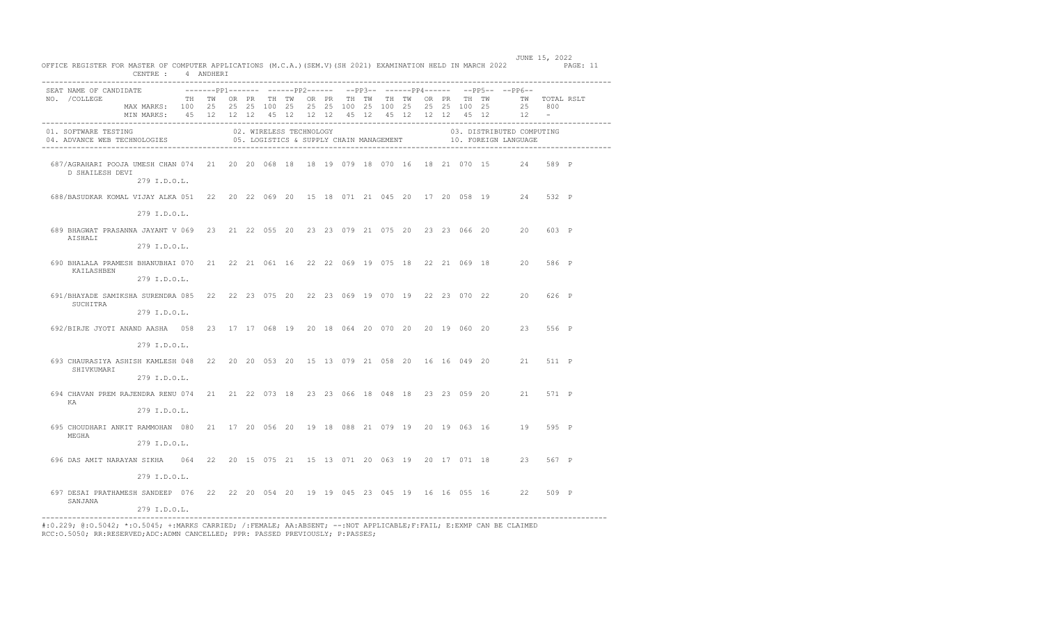OFFICE REGISTER FOR MASTER OF COMPUTER APPLICATIONS (M.C.A.)(SEM.V)(SH 2021) EXAMINATION HELD IN MARCH 2022 — JUNE 15, 2022

CENTRE : 4 ANDHERI

| SEAT NO. | NAME OF CANDIDATE /COLLEGE | PP1 TH | PP1 TW | PP1 OR | PP1 PR | PP2 TH | PP2 TW | PP2 OR | PP2 PR | PP3 TH | PP3 TW | PP4 TH | PP4 TW | PP4 OR | PP4 PR | PP5 TH | PP5 TW | PP6 TW | TOTAL | RSLT |
|---|---|---|---|---|---|---|---|---|---|---|---|---|---|---|---|---|---|---|---|---|
| | MAX MARKS: | 100 | 25 | 25 | 25 | 100 | 25 | 25 | 25 | 100 | 25 | 100 | 25 | 25 | 25 | 100 | 25 | 25 | 800 | |
| | MIN MARKS: | 45 | 12 | 12 | 12 | 45 | 12 | 12 | 12 | 45 | 12 | 45 | 12 | 12 | 12 | 45 | 12 | 12 | - | |
| 687 | /AGRAHARI POOJA UMESH CHAND SHAILESH DEVI 279 I.D.O.L. | 074 | 21 | 20 | 20 | 068 | 18 | 18 | 19 | 079 | 18 | 070 | 16 | 18 | 21 | 070 | 15 | 24 | 589 | P |
| 688 | /BASUDKAR KOMAL VIJAY ALKA 279 I.D.O.L. | 051 | 22 | 20 | 22 | 069 | 20 | 15 | 18 | 071 | 21 | 045 | 20 | 17 | 20 | 058 | 19 | 24 | 532 | P |
| 689 | BHAGWAT PRASANNA JAYANT VAISHALI 279 I.D.O.L. | 069 | 23 | 21 | 22 | 055 | 20 | 23 | 23 | 079 | 21 | 075 | 20 | 23 | 23 | 066 | 20 | 20 | 603 | P |
| 690 | BHALALA PRAMESH BHANUBHAI KAILASHBEN 279 I.D.O.L. | 070 | 21 | 22 | 21 | 061 | 16 | 22 | 22 | 069 | 19 | 075 | 18 | 22 | 21 | 069 | 18 | 20 | 586 | P |
| 691 | /BHAYADE SAMIKSHA SURENDRA SUCHITRA 279 I.D.O.L. | 085 | 22 | 22 | 23 | 075 | 20 | 22 | 23 | 069 | 19 | 070 | 19 | 22 | 23 | 070 | 22 | 20 | 626 | P |
| 692 | /BIRJE JYOTI ANAND AASHA 279 I.D.O.L. | 058 | 23 | 17 | 17 | 068 | 19 | 20 | 18 | 064 | 20 | 070 | 20 | 20 | 19 | 060 | 20 | 23 | 556 | P |
| 693 | CHAURASIYA ASHISH KAMLESH SHIVKUMARI 279 I.D.O.L. | 048 | 22 | 20 | 20 | 053 | 20 | 15 | 13 | 079 | 21 | 058 | 20 | 16 | 16 | 049 | 20 | 21 | 511 | P |
| 694 | CHAVAN PREM RAJENDRA RENUKA 279 I.D.O.L. | 074 | 21 | 21 | 22 | 073 | 18 | 23 | 23 | 066 | 18 | 048 | 18 | 23 | 23 | 059 | 20 | 21 | 571 | P |
| 695 | CHOUDHARI ANKIT RAMMOHAN MEGHA 279 I.D.O.L. | 080 | 21 | 17 | 20 | 056 | 20 | 19 | 18 | 088 | 21 | 079 | 19 | 20 | 19 | 063 | 16 | 19 | 595 | P |
| 696 | DAS AMIT NARAYAN SIKHA 279 I.D.O.L. | 064 | 22 | 20 | 15 | 075 | 21 | 15 | 13 | 071 | 20 | 063 | 19 | 20 | 17 | 071 | 18 | 23 | 567 | P |
| 697 | DESAI PRATHAMESH SANDEEP SANJANA 279 I.D.O.L. | 076 | 22 | 22 | 20 | 054 | 20 | 19 | 19 | 045 | 23 | 045 | 19 | 16 | 16 | 055 | 16 | 22 | 509 | P |

01. SOFTWARE TESTING
02. WIRELESS TECHNOLOGY
03. DISTRIBUTED COMPUTING
04. ADVANCE WEB TECHNOLOGIES
05. LOGISTICS & SUPPLY CHAIN MANAGEMENT
10. FOREIGN LANGUAGE

#:O.229; @:O.5042; *:O.5045; +:MARKS CARRIED; /:FEMALE; AA:ABSENT; --:NOT APPLICABLE;F:FAIL; E:EXMP CAN BE CLAIMED
RCC:O.5050; RR:RESERVED;ADC:ADMN CANCELLED; PPR: PASSED PREVIOUSLY; P:PASSES;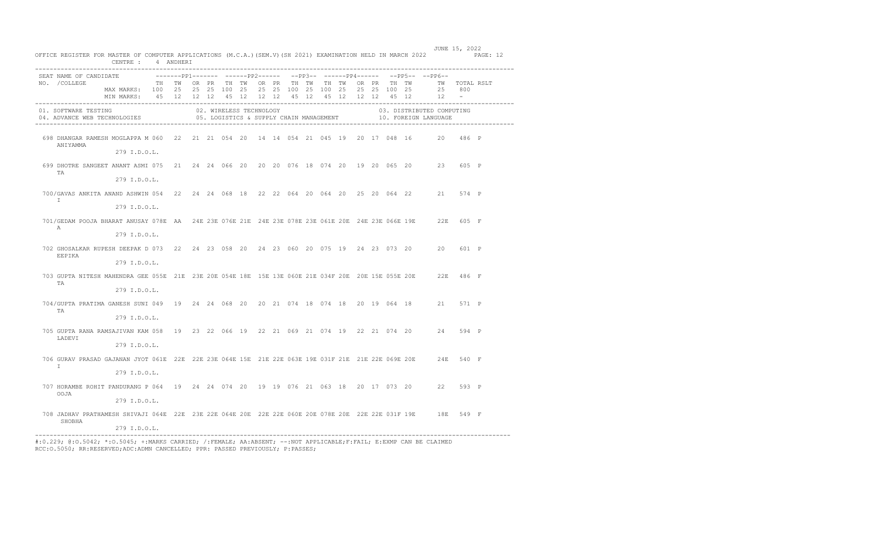OFFICE REGISTER FOR MASTER OF COMPUTER APPLICATIONS (M.C.A.)(SEM.V)(SH 2021) EXAMINATION HELD IN MARCH 2022

JUNE 15, 2022

CENTRE : 4 ANDHERI

| SEAT NO. | NAME OF CANDIDATE /COLLEGE | PP1 TH | PP1 TW | PP1 OR | PP1 PR | PP2 TH | PP2 TW | PP2 OR | PP2 PR | PP3 TH | PP3 TW | PP4 TH | PP4 TW | PP4 OR | PP4 PR | PP5 TH | PP5 TW | PP6 TW | TOTAL | RSLT |
|---|---|---|---|---|---|---|---|---|---|---|---|---|---|---|---|---|---|---|---|---|
| | MAX MARKS: | 100 | 25 | 25 | 25 | 100 | 25 | 25 | 25 | 100 | 25 | 100 | 25 | 25 | 25 | 100 | 25 | 25 | 800 | |
| | MIN MARKS: | 45 | 12 | 12 | 12 | 45 | 12 | 12 | 12 | 45 | 12 | 45 | 12 | 12 | 12 | 45 | 12 | 12 | - | |
| 698 | DHANGAR RAMESH MOGLAPPA M ANIYAMMA 279 I.D.O.L. | 060 | 22 | 21 | 21 | 054 | 20 | 14 | 14 | 054 | 21 | 045 | 19 | 20 | 17 | 048 | 16 | 20 | 486 | P |
| 699 | DHOTRE SANGEET ANANT ASMI TA 279 I.D.O.L. | 075 | 21 | 24 | 24 | 066 | 20 | 20 | 20 | 076 | 18 | 074 | 20 | 19 | 20 | 065 | 20 | 23 | 605 | P |
| 700/ | GAVAS ANKITA ANAND ASHWIN I 279 I.D.O.L. | 054 | 22 | 24 | 24 | 068 | 18 | 22 | 22 | 064 | 20 | 064 | 20 | 25 | 20 | 064 | 22 | 21 | 574 | P |
| 701/ | GEDAM POOJA BHARAT ANUSAY A 279 I.D.O.L. | 078E | AA | 24E | 23E | 076E | 21E | 24E | 23E | 078E | 23E | 061E | 20E | 24E | 23E | 066E | 19E | 22E | 605 | F |
| 702 | GHOSALKAR RUPESH DEEPAK D EEPIKA 279 I.D.O.L. | 073 | 22 | 24 | 23 | 058 | 20 | 24 | 23 | 060 | 20 | 075 | 19 | 24 | 23 | 073 | 20 | 20 | 601 | P |
| 703 | GUPTA NITESH MAHENDRA GEE TA 279 I.D.O.L. | 055E | 21E | 23E | 20E | 054E | 18E | 15E | 13E | 060E | 21E | 034F | 20E | 20E | 15E | 055E | 20E | 22E | 486 | F |
| 704/ | GUPTA PRATIMA GANESH SUNI TA 279 I.D.O.L. | 049 | 19 | 24 | 24 | 068 | 20 | 20 | 21 | 074 | 18 | 074 | 18 | 20 | 19 | 064 | 18 | 21 | 571 | P |
| 705 | GUPTA RANA RAMSAJIVAN KAM LADEVI 279 I.D.O.L. | 058 | 19 | 23 | 22 | 066 | 19 | 22 | 21 | 069 | 21 | 074 | 19 | 22 | 21 | 074 | 20 | 24 | 594 | P |
| 706 | GURAV PRASAD GAJANAN JYOT I 279 I.D.O.L. | 061E | 22E | 22E | 23E | 064E | 15E | 21E | 22E | 063E | 19E | 031F | 21E | 21E | 22E | 069E | 20E | 24E | 540 | F |
| 707 | HORAMBE ROHIT PANDURANG P OOJA 279 I.D.O.L. | 064 | 19 | 24 | 24 | 074 | 20 | 19 | 19 | 076 | 21 | 063 | 18 | 20 | 17 | 073 | 20 | 22 | 593 | P |
| 708 | JADHAV PRATHAMESH SHIVAJI SHOBHA 279 I.D.O.L. | 064E | 22E | 23E | 22E | 064E | 20E | 22E | 22E | 060E | 20E | 078E | 20E | 22E | 22E | 031F | 19E | 18E | 549 | F |

01. SOFTWARE TESTING 02. WIRELESS TECHNOLOGY 03. DISTRIBUTED COMPUTING
04. ADVANCE WEB TECHNOLOGIES 05. LOGISTICS & SUPPLY CHAIN MANAGEMENT 10. FOREIGN LANGUAGE

#:O.229; @:O.5042; *:O.5045; +:MARKS CARRIED; /:FEMALE; AA:ABSENT; --:NOT APPLICABLE;F:FAIL; E:EXMP CAN BE CLAIMED
RCC:O.5050; RR:RESERVED;ADC:ADMN CANCELLED; PPR: PASSED PREVIOUSLY; P:PASSES;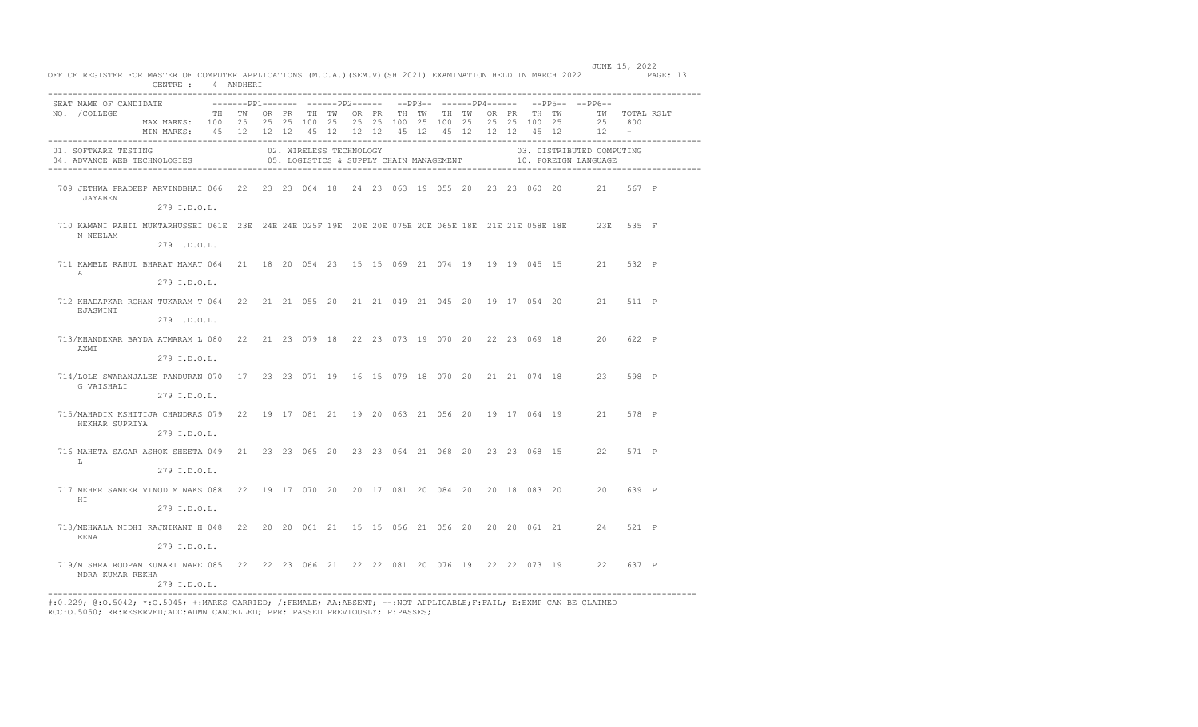OFFICE REGISTER FOR MASTER OF COMPUTER APPLICATIONS (M.C.A.)(SEM.V)(SH 2021) EXAMINATION HELD IN MARCH 2022

JUNE 15, 2022

CENTRE : 4 ANDHERI

| SEAT NO. | NAME OF CANDIDATE / COLLEGE | PP1 TH | PP1 TW | PP1 OR | PP1 PR | PP2 TH | PP2 TW | PP2 OR | PP2 PR | PP3 TH | PP3 TW | PP4 TH | PP4 TW | PP4 OR | PP4 PR | PP5 TH | PP5 TW | PP6 TW | TOTAL | RSLT |
|---|---|---|---|---|---|---|---|---|---|---|---|---|---|---|---|---|---|---|---|---|
| | MAX MARKS: | 100 | 25 | 25 | 25 | 100 | 25 | 25 | 25 | 100 | 25 | 100 | 25 | 25 | 25 | 100 | 25 | 25 | 800 | |
| | MIN MARKS: | 45 | 12 | 12 | 12 | 45 | 12 | 12 | 12 | 45 | 12 | 45 | 12 | 12 | 12 | 45 | 12 | 12 | - | |

01. SOFTWARE TESTING 02. WIRELESS TECHNOLOGY 03. DISTRIBUTED COMPUTING
04. ADVANCE WEB TECHNOLOGIES 05. LOGISTICS & SUPPLY CHAIN MANAGEMENT 10. FOREIGN LANGUAGE

| SEAT NO. | NAME OF CANDIDATE / COLLEGE | PP1 TH | PP1 TW | PP1 OR | PP1 PR | PP2 TH | PP2 TW | PP2 OR | PP2 PR | PP3 TH | PP3 TW | PP4 TH | PP4 TW | PP4 OR | PP4 PR | PP5 TH | PP5 TW | PP6 TW | TOTAL | RSLT |
|---|---|---|---|---|---|---|---|---|---|---|---|---|---|---|---|---|---|---|---|---|
| 709 | JETHWA PRADEEP ARVINDBHAI JAYABEN 279 I.D.O.L. | 066 | 22 | 23 | 23 | 064 | 18 | 24 | 23 | 063 | 19 | 055 | 20 | 23 | 23 | 060 | 20 | 21 | 567 | P |
| 710 | KAMANI RAHIL MUKTARHUSSEIN NEELAM 279 I.D.O.L. | 061E | 23E | 24E | 24E | 025F | 19E | 20E | 20E | 075E | 20E | 065E | 18E | 21E | 21E | 058E | 18E | 23E | 535 | F |
| 711 | KAMBLE RAHUL BHARAT MAMATA 279 I.D.O.L. | 064 | 21 | 18 | 20 | 054 | 23 | 15 | 15 | 069 | 21 | 074 | 19 | 19 | 19 | 045 | 15 | 21 | 532 | P |
| 712 | KHADAPKAR ROHAN TUKARAM TEJASWINI 279 I.D.O.L. | 064 | 22 | 21 | 21 | 055 | 20 | 21 | 21 | 049 | 21 | 045 | 20 | 19 | 17 | 054 | 20 | 21 | 511 | P |
| 713/ | KHANDEKAR BAYDA ATMARAM LAXMI 279 I.D.O.L. | 080 | 22 | 21 | 23 | 079 | 18 | 22 | 23 | 073 | 19 | 070 | 20 | 22 | 23 | 069 | 18 | 20 | 622 | P |
| 714/ | LOLE SWARANJALEE PANDURANG VAISHALI 279 I.D.O.L. | 070 | 17 | 23 | 23 | 071 | 19 | 16 | 15 | 079 | 18 | 070 | 20 | 21 | 21 | 074 | 18 | 23 | 598 | P |
| 715/ | MAHADIK KSHITIJA CHANDRASHEKHAR SUPRIYA 279 I.D.O.L. | 079 | 22 | 19 | 17 | 081 | 21 | 19 | 20 | 063 | 21 | 056 | 20 | 19 | 17 | 064 | 19 | 21 | 578 | P |
| 716 | MAHETA SAGAR ASHOK SHEETAL 279 I.D.O.L. | 049 | 21 | 23 | 23 | 065 | 20 | 23 | 23 | 064 | 21 | 068 | 20 | 23 | 23 | 068 | 15 | 22 | 571 | P |
| 717 | MEHER SAMEER VINOD MINAKSHI 279 I.D.O.L. | 088 | 22 | 19 | 17 | 070 | 20 | 20 | 17 | 081 | 20 | 084 | 20 | 20 | 18 | 083 | 20 | 20 | 639 | P |
| 718/ | MEHWALA NIDHI RAJNIKANT HEENA 279 I.D.O.L. | 048 | 22 | 20 | 20 | 061 | 21 | 15 | 15 | 056 | 21 | 056 | 20 | 20 | 20 | 061 | 21 | 24 | 521 | P |
| 719/ | MISHRA ROOPAM KUMARI NARENDRA KUMAR REKHA 279 I.D.O.L. | 085 | 22 | 22 | 23 | 066 | 21 | 22 | 22 | 081 | 20 | 076 | 19 | 22 | 22 | 073 | 19 | 22 | 637 | P |

#:O.229; @:O.5042; *:O.5045; +:MARKS CARRIED; /:FEMALE; AA:ABSENT; --:NOT APPLICABLE;F:FAIL; E:EXMP CAN BE CLAIMED
RCC:O.5050; RR:RESERVED;ADC:ADMN CANCELLED; PPR: PASSED PREVIOUSLY; P:PASSES;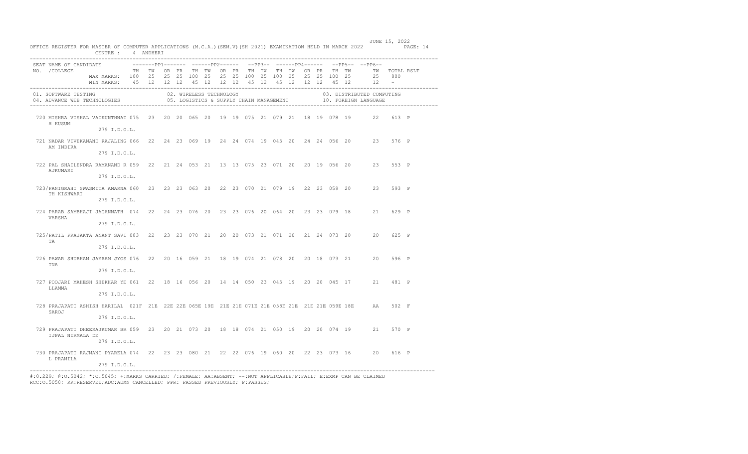JUNE 15, 2022

OFFICE REGISTER FOR MASTER OF COMPUTER APPLICATIONS (M.C.A.)(SEM.V)(SH 2021) EXAMINATION HELD IN MARCH 2022 PAGE: 14

CENTRE : 4 ANDHERI

| SEAT NO. | NAME OF CANDIDATE /COLLEGE | PP1 TH | PP1 TW | PP1 OR | PP1 PR | PP2 TH | PP2 TW | PP2 OR | PP2 PR | PP3 TH | PP3 TW | PP4 TH | PP4 TW | PP4 OR | PP4 PR | PP5 TH | PP5 TW | PP6 TW | TOTAL | RSLT |
|---|---|---|---|---|---|---|---|---|---|---|---|---|---|---|---|---|---|---|---|---|
| | MAX MARKS: | 100 | 25 | 25 | 25 | 100 | 25 | 25 | 25 | 100 | 25 | 100 | 25 | 25 | 25 | 100 | 25 | 25 | 800 | |
| | MIN MARKS: | 45 | 12 | 12 | 12 | 45 | 12 | 12 | 12 | 45 | 12 | 45 | 12 | 12 | 12 | 45 | 12 | 12 | - | |
| 720 | MISHRA VISHAL VAIKUNTHNATH KUSUM 279 I.D.O.L. | 075 | 23 | 20 | 20 | 065 | 20 | 19 | 19 | 075 | 21 | 079 | 21 | 18 | 19 | 078 | 19 | 22 | 613 | P |
| 721 | NADAR VIVEKANAND RAJALINGAM INDIRA 279 I.D.O.L. | 066 | 22 | 24 | 23 | 069 | 19 | 24 | 24 | 074 | 19 | 045 | 20 | 24 | 24 | 056 | 20 | 23 | 576 | P |
| 722 | PAL SHAILENDRA RAMANAND RAJKUMARI 279 I.D.O.L. | 059 | 22 | 21 | 24 | 053 | 21 | 13 | 13 | 075 | 23 | 071 | 20 | 20 | 19 | 056 | 20 | 23 | 553 | P |
| 723/ | PANIGRAHI SWASMITA AMARNATH KISHWARI 279 I.D.O.L. | 060 | 23 | 23 | 23 | 063 | 20 | 22 | 23 | 070 | 21 | 079 | 19 | 22 | 23 | 059 | 20 | 23 | 593 | P |
| 724 | PARAB SAMBHAJI JAGANNATH VARSHA 279 I.D.O.L. | 074 | 22 | 24 | 23 | 076 | 20 | 23 | 23 | 076 | 20 | 064 | 20 | 23 | 23 | 079 | 18 | 21 | 629 | P |
| 725/ | PATIL PRAJAKTA ANANT SAVITA 279 I.D.O.L. | 083 | 22 | 23 | 23 | 070 | 21 | 20 | 20 | 073 | 21 | 071 | 20 | 21 | 24 | 073 | 20 | 20 | 625 | P |
| 726 | PAWAR SHUBHAM JAYRAM JYOSTNA 279 I.D.O.L. | 076 | 22 | 20 | 16 | 059 | 21 | 18 | 19 | 074 | 21 | 078 | 20 | 20 | 18 | 073 | 21 | 20 | 596 | P |
| 727 | POOJARI MAHESH SHEKHAR YELLAMMA 279 I.D.O.L. | 061 | 22 | 18 | 16 | 056 | 20 | 14 | 14 | 050 | 23 | 045 | 19 | 20 | 20 | 045 | 17 | 21 | 481 | P |
| 728 | PRAJAPATI ASHISH HARILAL SAROJ 279 I.D.O.L. | 021F | 21E | 22E | 22E | 065E | 19E | 21E | 21E | 071E | 21E | 058E | 21E | 21E | 21E | 059E | 18E | AA | 502 | F |
| 729 | PRAJAPATI DHEERAJKUMAR BRIJPAL NIRMALA DE 279 I.D.O.L. | 059 | 23 | 20 | 21 | 073 | 20 | 18 | 18 | 074 | 21 | 050 | 19 | 20 | 20 | 074 | 19 | 21 | 570 | P |
| 730 | PRAJAPATI RAJMANI PYARELAL PRAMILA 279 I.D.O.L. | 074 | 22 | 23 | 23 | 080 | 21 | 22 | 22 | 076 | 19 | 060 | 20 | 22 | 23 | 073 | 16 | 20 | 616 | P |

01. SOFTWARE TESTING 02. WIRELESS TECHNOLOGY 03. DISTRIBUTED COMPUTING
04. ADVANCE WEB TECHNOLOGIES 05. LOGISTICS & SUPPLY CHAIN MANAGEMENT 10. FOREIGN LANGUAGE

#:O.229; @:O.5042; *:O.5045; +:MARKS CARRIED; /:FEMALE; AA:ABSENT; --:NOT APPLICABLE;F:FAIL; E:EXMP CAN BE CLAIMED
RCC:O.5050; RR:RESERVED;ADC:ADMN CANCELLED; PPR: PASSED PREVIOUSLY; P:PASSES;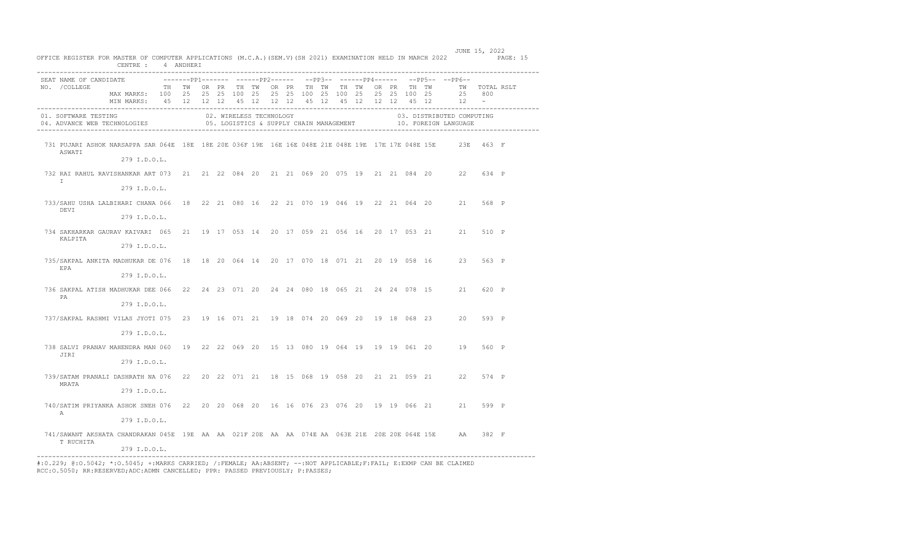OFFICE REGISTER FOR MASTER OF COMPUTER APPLICATIONS (M.C.A.)(SEM.V)(SH 2021) EXAMINATION HELD IN MARCH 2022 — JUNE 15, 2022

CENTRE : 4 ANDHERI

| SEAT NO. | NAME OF CANDIDATE /COLLEGE | PP1 TH | PP1 TW | PP1 OR | PP1 PR | PP2 TH | PP2 TW | PP2 OR | PP2 PR | PP3 TH | PP3 TW | PP4 TH | PP4 TW | PP4 OR | PP4 PR | PP5 TH | PP5 TW | PP6 TW | TOTAL | RSLT |
|---|---|---|---|---|---|---|---|---|---|---|---|---|---|---|---|---|---|---|---|---|
| | MAX MARKS: | 100 | 25 | 25 | 25 | 100 | 25 | 25 | 25 | 100 | 25 | 100 | 25 | 25 | 25 | 100 | 25 | 25 | 800 | |
| | MIN MARKS: | 45 | 12 | 12 | 12 | 45 | 12 | 12 | 12 | 45 | 12 | 45 | 12 | 12 | 12 | 45 | 12 | 12 | - | |

01. SOFTWARE TESTING 02. WIRELESS TECHNOLOGY 03. DISTRIBUTED COMPUTING
04. ADVANCE WEB TECHNOLOGIES 05. LOGISTICS & SUPPLY CHAIN MANAGEMENT 10. FOREIGN LANGUAGE

| SEAT NO. | NAME OF CANDIDATE /COLLEGE | PP1 TH | PP1 TW | PP1 OR | PP1 PR | PP2 TH | PP2 TW | PP2 OR | PP2 PR | PP3 TH | PP3 TW | PP4 TH | PP4 TW | PP4 OR | PP4 PR | PP5 TH | PP5 TW | PP6 TW | TOTAL | RSLT |
|---|---|---|---|---|---|---|---|---|---|---|---|---|---|---|---|---|---|---|---|---|
| 731 | PUJARI ASHOK NARSAPPA SARASWATI 279 I.D.O.L. | 064E | 18E | 18E | 20E | 036F | 19E | 16E | 16E | 048E | 21E | 048E | 19E | 17E | 17E | 048E | 15E | 23E | 463 | F |
| 732 | RAI RAHUL RAVISHANKAR ARTI 279 I.D.O.L. | 073 | 21 | 21 | 22 | 084 | 20 | 21 | 21 | 069 | 20 | 075 | 19 | 21 | 21 | 084 | 20 | 22 | 634 | P |
| 733/ | SAHU USHA LALBIHARI CHANADEVI 279 I.D.O.L. | 066 | 18 | 22 | 21 | 080 | 16 | 22 | 21 | 070 | 19 | 046 | 19 | 22 | 21 | 064 | 20 | 21 | 568 | P |
| 734 | SAKHARKAR GAURAV KAIVARIKALPITA 279 I.D.O.L. | 065 | 21 | 19 | 17 | 053 | 14 | 20 | 17 | 059 | 21 | 056 | 16 | 20 | 17 | 053 | 21 | 21 | 510 | P |
| 735/ | SAKPAL ANKITA MADHUKAR DEEPA 279 I.D.O.L. | 076 | 18 | 18 | 20 | 064 | 14 | 20 | 17 | 070 | 18 | 071 | 21 | 20 | 19 | 058 | 16 | 23 | 563 | P |
| 736 | SAKPAL ATISH MADHUKAR DEEPA 279 I.D.O.L. | 066 | 22 | 24 | 23 | 071 | 20 | 24 | 24 | 080 | 18 | 065 | 21 | 24 | 24 | 078 | 15 | 21 | 620 | P |
| 737/ | SAKPAL RASHMI VILAS JYOTI 279 I.D.O.L. | 075 | 23 | 19 | 16 | 071 | 21 | 19 | 18 | 074 | 20 | 069 | 20 | 19 | 18 | 068 | 23 | 20 | 593 | P |
| 738 | SALVI PRANAV MAHENDRA MANJIRI 279 I.D.O.L. | 060 | 19 | 22 | 22 | 069 | 20 | 15 | 13 | 080 | 19 | 064 | 19 | 19 | 19 | 061 | 20 | 19 | 560 | P |
| 739/ | SATAM PRANALI DASHRATH NAMRATA 279 I.D.O.L. | 076 | 22 | 20 | 22 | 071 | 21 | 18 | 15 | 068 | 19 | 058 | 20 | 21 | 21 | 059 | 21 | 22 | 574 | P |
| 740/ | SATIM PRIYANKA ASHOK SNEHA 279 I.D.O.L. | 076 | 22 | 20 | 20 | 068 | 20 | 16 | 16 | 076 | 23 | 076 | 20 | 19 | 19 | 066 | 21 | 21 | 599 | P |
| 741/ | SAWANT AKSHATA CHANDRAKANT RUCHITA 279 I.D.O.L. | 045E | 19E | AA | AA | 021F | 20E | AA | AA | 074E | AA | 063E | 21E | 20E | 20E | 064E | 15E | AA | 382 | F |

#:O.229; @:O.5042; *:O.5045; +:MARKS CARRIED; /:FEMALE; AA:ABSENT; --:NOT APPLICABLE;F:FAIL; E:EXMP CAN BE CLAIMED
RCC:O.5050; RR:RESERVED;ADC:ADMN CANCELLED; PPR: PASSED PREVIOUSLY; P:PASSES;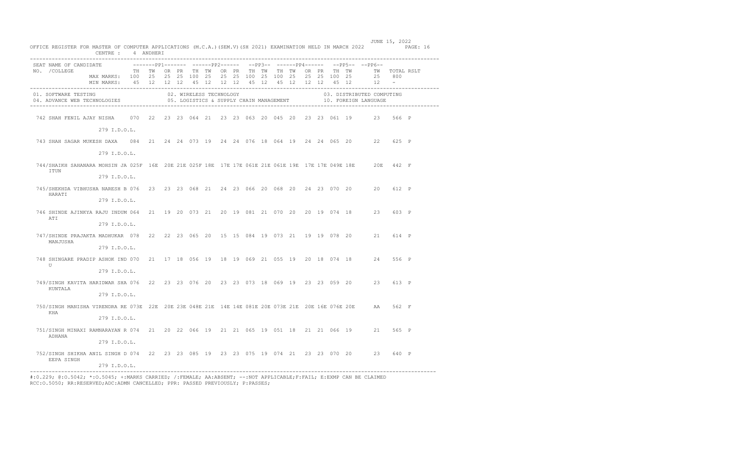OFFICE REGISTER FOR MASTER OF COMPUTER APPLICATIONS (M.C.A.)(SEM.V)(SH 2021) EXAMINATION HELD IN MARCH 2022

JUNE 15, 2022

CENTRE : 4 ANDHERI

| SEAT NO. | NAME OF CANDIDATE / COLLEGE | PP1 TH | PP1 TW | PP1 OR | PP1 PR | PP2 TH | PP2 TW | PP2 OR | PP2 PR | PP3 TH | PP3 TW | PP4 TH | PP4 TW | PP4 OR | PP4 PR | PP5 TH | PP5 TW | PP6 TW | TOTAL | RSLT |
|---|---|---|---|---|---|---|---|---|---|---|---|---|---|---|---|---|---|---|---|---|
| | MAX MARKS: | 100 | 25 | 25 | 25 | 100 | 25 | 25 | 25 | 100 | 25 | 100 | 25 | 25 | 25 | 100 | 25 | 25 | 800 | |
| | MIN MARKS: | 45 | 12 | 12 | 12 | 45 | 12 | 12 | 12 | 45 | 12 | 45 | 12 | 12 | 12 | 45 | 12 | 12 | - | |

01. SOFTWARE TESTING  02. WIRELESS TECHNOLOGY  03. DISTRIBUTED COMPUTING
04. ADVANCE WEB TECHNOLOGIES  05. LOGISTICS & SUPPLY CHAIN MANAGEMENT  10. FOREIGN LANGUAGE

| SEAT NO. | NAME OF CANDIDATE / COLLEGE | PP1 TH | PP1 TW | PP1 OR | PP1 PR | PP2 TH | PP2 TW | PP2 OR | PP2 PR | PP3 TH | PP3 TW | PP4 TH | PP4 TW | PP4 OR | PP4 PR | PP5 TH | PP5 TW | PP6 TW | TOTAL | RSLT |
|---|---|---|---|---|---|---|---|---|---|---|---|---|---|---|---|---|---|---|---|---|
| 742 | SHAH FENIL AJAY NISHA / 279 I.D.O.L. | 070 | 22 | 23 | 23 | 064 | 21 | 23 | 23 | 063 | 20 | 045 | 20 | 23 | 23 | 061 | 19 | 23 | 566 | P |
| 743 | SHAH SAGAR MUKESH DAXA / 279 I.D.O.L. | 084 | 21 | 24 | 24 | 073 | 19 | 24 | 24 | 076 | 18 | 064 | 19 | 24 | 24 | 065 | 20 | 22 | 625 | P |
| 744 | /SHAIKH SAHANARA MOHSIN JA ITUN / 279 I.D.O.L. | 025F | 16E | 20E | 21E | 025F | 18E | 17E | 17E | 061E | 21E | 061E | 19E | 17E | 17E | 049E | 18E | 20E | 442 | F |
| 745 | /SHEKHDA VIBHUSHA NARESH B HARATI / 279 I.D.O.L. | 076 | 23 | 23 | 23 | 068 | 21 | 24 | 23 | 066 | 20 | 068 | 20 | 24 | 23 | 070 | 20 | 20 | 612 | P |
| 746 | SHINDE AJINKYA RAJU INDUM ATI / 279 I.D.O.L. | 064 | 21 | 19 | 20 | 073 | 21 | 20 | 19 | 081 | 21 | 070 | 20 | 20 | 19 | 074 | 18 | 23 | 603 | P |
| 747 | /SHINDE PRAJAKTA MADHUKAR MANJUSHA / 279 I.D.O.L. | 078 | 22 | 22 | 23 | 065 | 20 | 15 | 15 | 084 | 19 | 073 | 21 | 19 | 19 | 078 | 20 | 21 | 614 | P |
| 748 | SHINGARE PRADIP ASHOK IND U / 279 I.D.O.L. | 070 | 21 | 17 | 18 | 056 | 19 | 18 | 19 | 069 | 21 | 055 | 19 | 20 | 18 | 074 | 18 | 24 | 556 | P |
| 749 | /SINGH KAVITA HARIDWAR SHA KUNTALA / 279 I.D.O.L. | 076 | 22 | 23 | 23 | 076 | 20 | 23 | 23 | 073 | 18 | 069 | 19 | 23 | 23 | 059 | 20 | 23 | 613 | P |
| 750 | /SINGH MANISHA VIRENDRA RE KHA / 279 I.D.O.L. | 073E | 22E | 20E | 23E | 048E | 21E | 14E | 14E | 081E | 20E | 073E | 21E | 20E | 16E | 076E | 20E | AA | 562 | F |
| 751 | /SINGH MINAXI RAMNARAYAN R ADHANA / 279 I.D.O.L. | 074 | 21 | 20 | 22 | 066 | 19 | 21 | 21 | 065 | 19 | 051 | 18 | 21 | 21 | 066 | 19 | 21 | 565 | P |
| 752 | /SINGH SHIKHA ANIL SINGH D EEPA SINGH / 279 I.D.O.L. | 074 | 22 | 23 | 23 | 085 | 19 | 23 | 23 | 075 | 19 | 074 | 21 | 23 | 23 | 070 | 20 | 23 | 640 | P |

#:O.229; @:O.5042; *:O.5045; +:MARKS CARRIED; /:FEMALE; AA:ABSENT; --:NOT APPLICABLE;F:FAIL; E:EXMP CAN BE CLAIMED
RCC:O.5050; RR:RESERVED;ADC:ADMN CANCELLED; PPR: PASSED PREVIOUSLY; P:PASSES;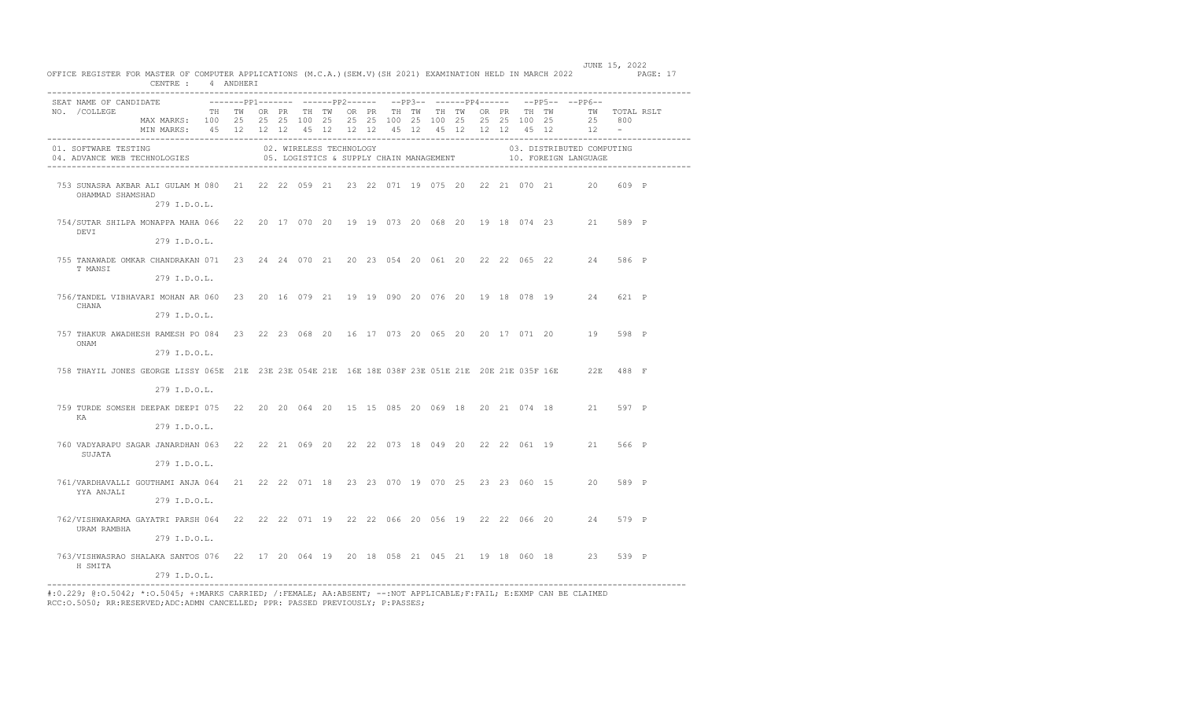JUNE 15, 2022

OFFICE REGISTER FOR MASTER OF COMPUTER APPLICATIONS (M.C.A.)(SEM.V)(SH 2021) EXAMINATION HELD IN MARCH 2022

CENTRE : 4 ANDHERI

| SEAT NO. | NAME OF CANDIDATE / COLLEGE | PP1 TH | PP1 TW | PP1 OR | PP1 PR | PP2 TH | PP2 TW | PP2 OR | PP2 PR | PP3 TH | PP3 TW | PP4 TH | PP4 TW | PP4 OR | PP4 PR | PP5 TH | PP5 TW | PP6 TW | TOTAL | RSLT |
|---|---|---|---|---|---|---|---|---|---|---|---|---|---|---|---|---|---|---|---|---|
| | MAX MARKS: | 100 | 25 | 25 | 25 | 100 | 25 | 25 | 25 | 100 | 25 | 100 | 25 | 25 | 25 | 100 | 25 | 25 | 800 | |
| | MIN MARKS: | 45 | 12 | 12 | 12 | 45 | 12 | 12 | 12 | 45 | 12 | 45 | 12 | 12 | 12 | 45 | 12 | 12 | - | |
| 753 | SUNASRA AKBAR ALI GULAM MOHAMMAD SHAMSHAD / 279 I.D.O.L. | 080 | 21 | 22 | 22 | 059 | 21 | 23 | 22 | 071 | 19 | 075 | 20 | 22 | 21 | 070 | 21 | 20 | 609 | P |
| 754/ | SUTAR SHILPA MONAPPA MAHADEVI / 279 I.D.O.L. | 066 | 22 | 20 | 17 | 070 | 20 | 19 | 19 | 073 | 20 | 068 | 20 | 19 | 18 | 074 | 23 | 21 | 589 | P |
| 755 | TANAWADE OMKAR CHANDRAKANT MANSI / 279 I.D.O.L. | 071 | 23 | 24 | 24 | 070 | 21 | 20 | 23 | 054 | 20 | 061 | 20 | 22 | 22 | 065 | 22 | 24 | 586 | P |
| 756/ | TANDEL VIBHAVARI MOHAN ARCHANA / 279 I.D.O.L. | 060 | 23 | 20 | 16 | 079 | 21 | 19 | 19 | 090 | 20 | 076 | 20 | 19 | 18 | 078 | 19 | 24 | 621 | P |
| 757 | THAKUR AWADHESH RAMESH POONAM / 279 I.D.O.L. | 084 | 23 | 22 | 23 | 068 | 20 | 16 | 17 | 073 | 20 | 065 | 20 | 20 | 17 | 071 | 20 | 19 | 598 | P |
| 758 | THAYIL JONES GEORGE LISSY / 279 I.D.O.L. | 065E | 21E | 23E | 23E | 054E | 21E | 16E | 18E | 038F | 23E | 051E | 21E | 20E | 21E | 035F | 16E | 22E | 488 | F |
| 759 | TURDE SOMSEH DEEPAK DEEPIKA / 279 I.D.O.L. | 075 | 22 | 20 | 20 | 064 | 20 | 15 | 15 | 085 | 20 | 069 | 18 | 20 | 21 | 074 | 18 | 21 | 597 | P |
| 760 | VADYARAPU SAGAR JANARDHAN SUJATA / 279 I.D.O.L. | 063 | 22 | 22 | 21 | 069 | 20 | 22 | 22 | 073 | 18 | 049 | 20 | 22 | 22 | 061 | 19 | 21 | 566 | P |
| 761/ | VARDHAVALLI GOUTHAMI ANJAYYA ANJALI / 279 I.D.O.L. | 064 | 21 | 22 | 22 | 071 | 18 | 23 | 23 | 070 | 19 | 070 | 25 | 23 | 23 | 060 | 15 | 20 | 589 | P |
| 762/ | VISHWAKARMA GAYATRI PARSHURAM RAMBHA / 279 I.D.O.L. | 064 | 22 | 22 | 22 | 071 | 19 | 22 | 22 | 066 | 20 | 056 | 19 | 22 | 22 | 066 | 20 | 24 | 579 | P |
| 763/ | VISHWASRAO SHALAKA SANTOSH SMITA / 279 I.D.O.L. | 076 | 22 | 17 | 20 | 064 | 19 | 20 | 18 | 058 | 21 | 045 | 21 | 19 | 18 | 060 | 18 | 23 | 539 | P |

01. SOFTWARE TESTING  
02. WIRELESS TECHNOLOGY  
03. DISTRIBUTED COMPUTING  
04. ADVANCE WEB TECHNOLOGIES  
05. LOGISTICS & SUPPLY CHAIN MANAGEMENT  
10. FOREIGN LANGUAGE

#:O.229; @:O.5042; *:O.5045; +:MARKS CARRIED; /:FEMALE; AA:ABSENT; --:NOT APPLICABLE;F:FAIL; E:EXMP CAN BE CLAIMED  
RCC:O.5050; RR:RESERVED;ADC:ADMN CANCELLED; PPR: PASSED PREVIOUSLY; P:PASSES;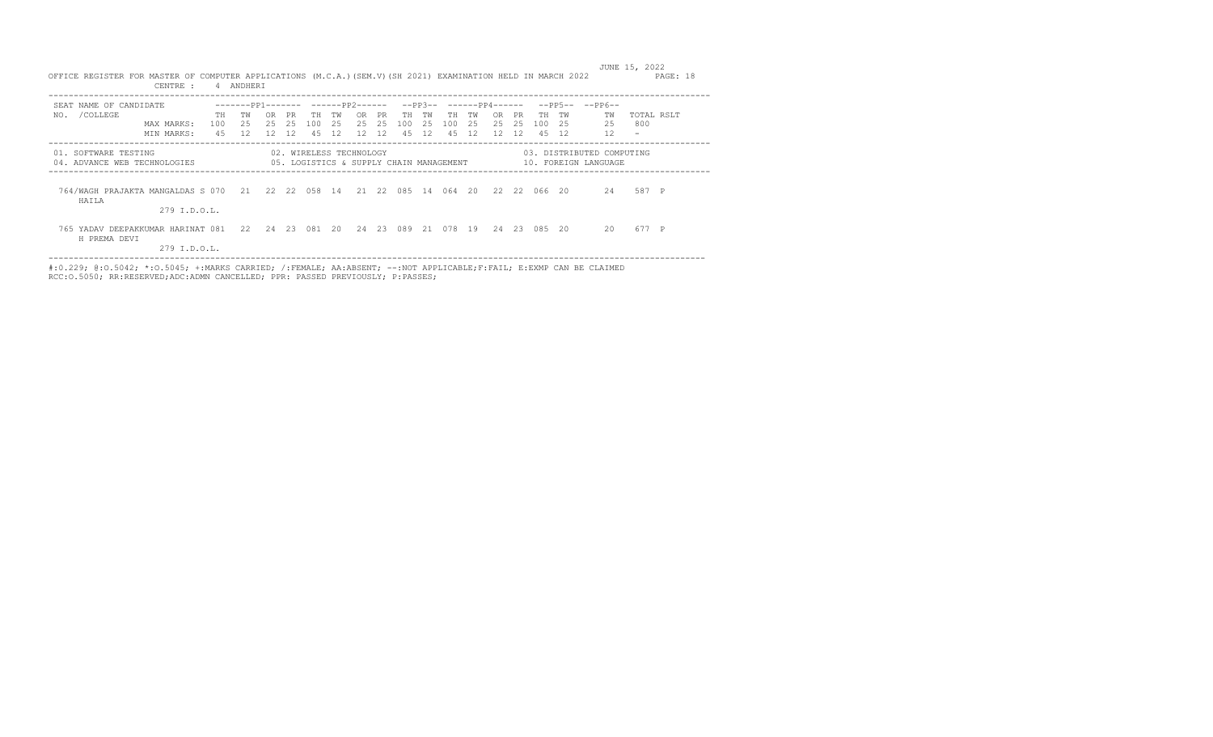JUNE 15, 2022

OFFICE REGISTER FOR MASTER OF COMPUTER APPLICATIONS (M.C.A.)(SEM.V)(SH 2021) EXAMINATION HELD IN MARCH 2022

CENTRE : 4 ANDHERI

| SEAT NO. | NAME OF CANDIDATE /COLLEGE | PP1 TH | PP1 TW | PP1 OR | PP1 PR | PP2 TH | PP2 TW | PP2 OR | PP2 PR | PP3 TH | PP3 TW | PP4 TH | PP4 TW | PP4 OR | PP4 PR | PP5 TH | PP5 TW | PP6 TW | TOTAL | RSLT |
|---|---|---|---|---|---|---|---|---|---|---|---|---|---|---|---|---|---|---|---|---|
| | MAX MARKS: | 100 | 25 | 25 | 25 | 100 | 25 | 25 | 25 | 100 | 25 | 100 | 25 | 25 | 25 | 100 | 25 | 25 | 800 | |
| | MIN MARKS: | 45 | 12 | 12 | 12 | 45 | 12 | 12 | 12 | 45 | 12 | 45 | 12 | 12 | 12 | 45 | 12 | 12 | - | |
| 764/ | WAGH PRAJAKTA MANGALDAS SHAILA / 279 I.D.O.L. | 070 | 21 | 22 | 22 | 058 | 14 | 21 | 22 | 085 | 14 | 064 | 20 | 22 | 22 | 066 | 20 | 24 | 587 | P |
| 765 | YADAV DEEPAKKUMAR HARINATH PREMA DEVI / 279 I.D.O.L. | 081 | 22 | 24 | 23 | 081 | 20 | 24 | 23 | 089 | 21 | 078 | 19 | 24 | 23 | 085 | 20 | 20 | 677 | P |

01. SOFTWARE TESTING  
02. WIRELESS TECHNOLOGY  
03. DISTRIBUTED COMPUTING  
04. ADVANCE WEB TECHNOLOGIES  
05. LOGISTICS & SUPPLY CHAIN MANAGEMENT  
10. FOREIGN LANGUAGE

#:O.229; @:O.5042; *:O.5045; +:MARKS CARRIED; /:FEMALE; AA:ABSENT; --:NOT APPLICABLE;F:FAIL; E:EXMP CAN BE CLAIMED
RCC:O.5050; RR:RESERVED;ADC:ADMN CANCELLED; PPR: PASSED PREVIOUSLY; P:PASSES;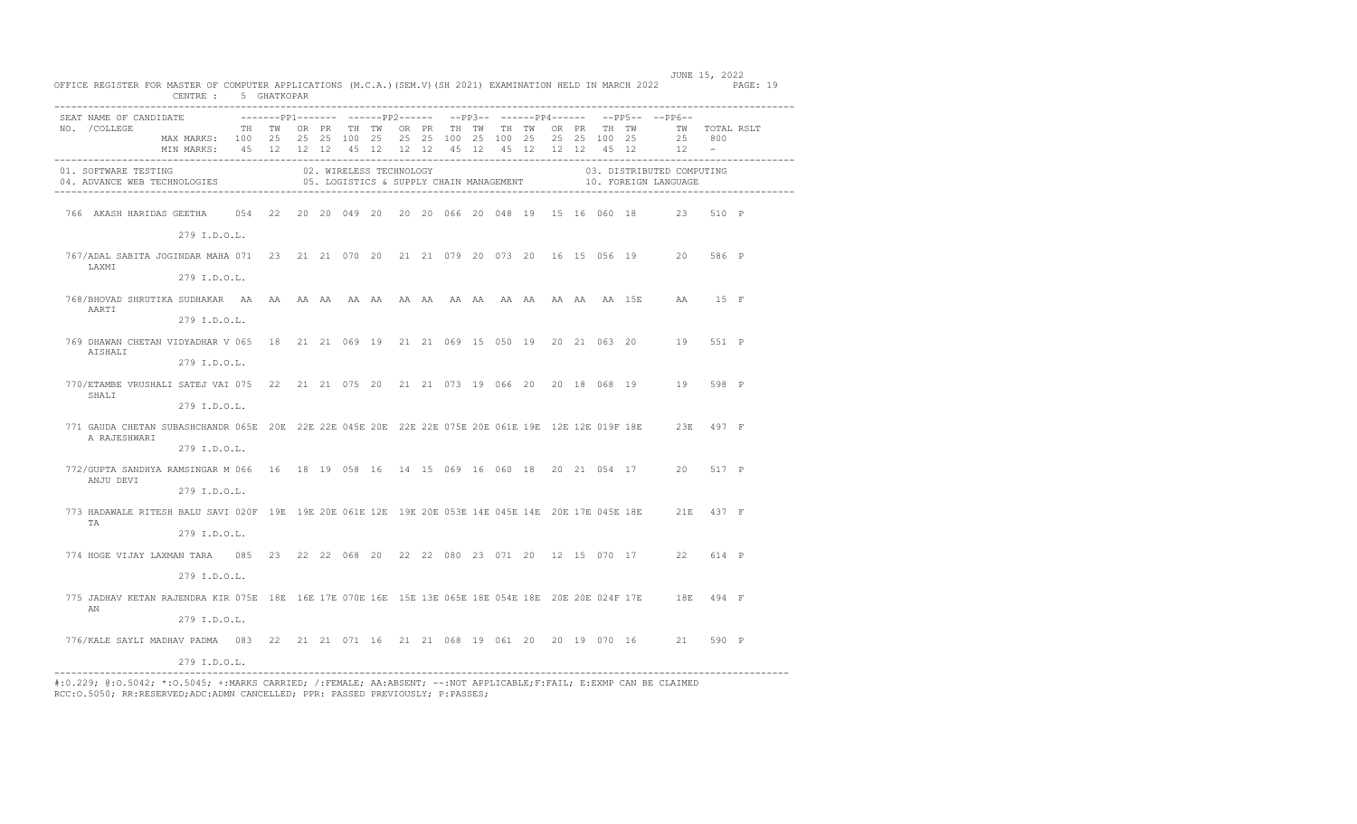OFFICE REGISTER FOR MASTER OF COMPUTER APPLICATIONS (M.C.A.)(SEM.V)(SH 2021) EXAMINATION HELD IN MARCH 2022

JUNE 15, 2022

CENTRE : 5 GHATKOPAR

| SEAT NO. | NAME OF CANDIDATE /COLLEGE | PP1 TH | PP1 TW | PP1 OR | PP1 PR | PP2 TH | PP2 TW | PP2 OR | PP2 PR | PP3 TH | PP3 TW | PP4 TH | PP4 TW | PP4 OR | PP4 PR | PP5 TH | PP5 TW | PP6 TW | TOTAL | RSLT |
|---|---|---|---|---|---|---|---|---|---|---|---|---|---|---|---|---|---|---|---|---|
| | MAX MARKS: | 100 | 25 | 25 | 25 | 100 | 25 | 25 | 25 | 100 | 25 | 100 | 25 | 25 | 25 | 100 | 25 | 25 | 800 | |
| | MIN MARKS: | 45 | 12 | 12 | 12 | 45 | 12 | 12 | 12 | 45 | 12 | 45 | 12 | 12 | 12 | 45 | 12 | 12 | - | |

01. SOFTWARE TESTING 02. WIRELESS TECHNOLOGY 03. DISTRIBUTED COMPUTING
04. ADVANCE WEB TECHNOLOGIES 05. LOGISTICS & SUPPLY CHAIN MANAGEMENT 10. FOREIGN LANGUAGE

| SEAT NO. | NAME OF CANDIDATE /COLLEGE | PP1 TH | PP1 TW | PP1 OR | PP1 PR | PP2 TH | PP2 TW | PP2 OR | PP2 PR | PP3 TH | PP3 TW | PP4 TH | PP4 TW | PP4 OR | PP4 PR | PP5 TH | PP5 TW | PP6 TW | TOTAL | RSLT |
|---|---|---|---|---|---|---|---|---|---|---|---|---|---|---|---|---|---|---|---|---|
| 766 | AKASH HARIDAS GEETHA<br>279 I.D.O.L. | 054 | 22 | 20 | 20 | 049 | 20 | 20 | 20 | 066 | 20 | 048 | 19 | 15 | 16 | 060 | 18 | 23 | 510 | P |
| 767/ | ADAL SABITA JOGINDAR MAHA LAXMI<br>279 I.D.O.L. | 071 | 23 | 21 | 21 | 070 | 20 | 21 | 21 | 079 | 20 | 073 | 20 | 16 | 15 | 056 | 19 | 20 | 586 | P |
| 768/ | BHOVAD SHRUTIKA SUDHAKAR AARTI<br>279 I.D.O.L. | AA | AA | AA | AA | AA | AA | AA | AA | AA | AA | AA | AA | AA | AA | AA | 15E | AA | 15 | F |
| 769 | DHAWAN CHETAN VIDYADHAR V AISHALI<br>279 I.D.O.L. | 065 | 18 | 21 | 21 | 069 | 19 | 21 | 21 | 069 | 15 | 050 | 19 | 20 | 21 | 063 | 20 | 19 | 551 | P |
| 770/ | ETAMBE VRUSHALI SATEJ VAI SHALI<br>279 I.D.O.L. | 075 | 22 | 21 | 21 | 075 | 20 | 21 | 21 | 073 | 19 | 066 | 20 | 20 | 18 | 068 | 19 | 19 | 598 | P |
| 771 | GAUDA CHETAN SUBASHCHANDR A RAJESHWARI<br>279 I.D.O.L. | 065E | 20E | 22E | 22E | 045E | 20E | 22E | 22E | 075E | 20E | 061E | 19E | 12E | 12E | 019F | 18E | 23E | 497 | F |
| 772/ | GUPTA SANDHYA RAMSINGAR M ANJU DEVI<br>279 I.D.O.L. | 066 | 16 | 18 | 19 | 058 | 16 | 14 | 15 | 069 | 16 | 060 | 18 | 20 | 21 | 054 | 17 | 20 | 517 | P |
| 773 | HADAWALE RITESH BALU SAVI TA<br>279 I.D.O.L. | 020F | 19E | 19E | 20E | 061E | 12E | 19E | 20E | 053E | 14E | 045E | 14E | 20E | 17E | 045E | 18E | 21E | 437 | F |
| 774 | HOGE VIJAY LAXMAN TARA<br>279 I.D.O.L. | 085 | 23 | 22 | 22 | 068 | 20 | 22 | 22 | 080 | 23 | 071 | 20 | 12 | 15 | 070 | 17 | 22 | 614 | P |
| 775 | JADHAV KETAN RAJENDRA KIR AN<br>279 I.D.O.L. | 075E | 18E | 16E | 17E | 070E | 16E | 15E | 13E | 065E | 18E | 054E | 18E | 20E | 20E | 024F | 17E | 18E | 494 | F |
| 776/ | KALE SAYLI MADHAV PADMA<br>279 I.D.O.L. | 083 | 22 | 21 | 21 | 071 | 16 | 21 | 21 | 068 | 19 | 061 | 20 | 20 | 19 | 070 | 16 | 21 | 590 | P |

#:O.229; @:O.5042; *:O.5045; +:MARKS CARRIED; /:FEMALE; AA:ABSENT; --:NOT APPLICABLE;F:FAIL; E:EXMP CAN BE CLAIMED
RCC:O.5050; RR:RESERVED;ADC:ADMN CANCELLED; PPR: PASSED PREVIOUSLY; P:PASSES;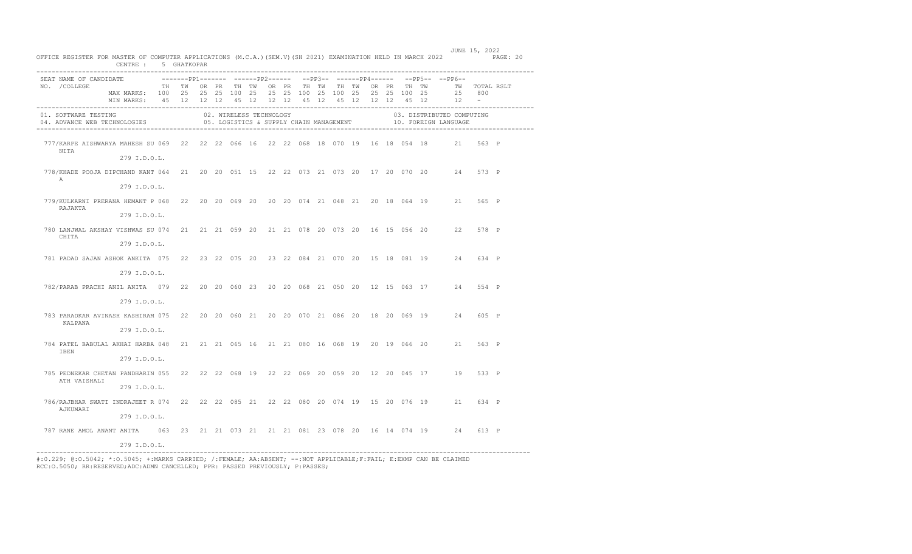OFFICE REGISTER FOR MASTER OF COMPUTER APPLICATIONS (M.C.A.)(SEM.V)(SH 2021) EXAMINATION HELD IN MARCH 2022

JUNE 15, 2022

CENTRE : 5 GHATKOPAR

| SEAT NO. | NAME OF CANDIDATE /COLLEGE | PP1 TH | PP1 TW | PP1 OR | PP1 PR | PP2 TH | PP2 TW | PP2 OR | PP2 PR | PP3 TH | PP3 TW | PP4 TH | PP4 TW | PP4 OR | PP4 PR | PP5 TH | PP5 TW | PP6 TW | TOTAL | RSLT |
|---|---|---|---|---|---|---|---|---|---|---|---|---|---|---|---|---|---|---|---|---|
| | MAX MARKS: | 100 | 25 | 25 | 25 | 100 | 25 | 25 | 25 | 100 | 25 | 100 | 25 | 25 | 25 | 100 | 25 | 25 | 800 | |
| | MIN MARKS: | 45 | 12 | 12 | 12 | 45 | 12 | 12 | 12 | 45 | 12 | 45 | 12 | 12 | 12 | 45 | 12 | 12 | - | |
| 777 | /KARPE AISHWARYA MAHESH SUNITA 279 I.D.O.L. | 069 | 22 | 22 | 22 | 066 | 16 | 22 | 22 | 068 | 18 | 070 | 19 | 16 | 18 | 054 | 18 | 21 | 563 | P |
| 778 | /KHADE POOJA DIPCHAND KANTA 279 I.D.O.L. | 064 | 21 | 20 | 20 | 051 | 15 | 22 | 22 | 073 | 21 | 073 | 20 | 17 | 20 | 070 | 20 | 24 | 573 | P |
| 779 | /KULKARNI PRERANA HEMANT RAJAKTA 279 I.D.O.L. | 068 | 22 | 20 | 20 | 069 | 20 | 20 | 20 | 074 | 21 | 048 | 21 | 20 | 18 | 064 | 19 | 21 | 565 | P |
| 780 | LANJWAL AKSHAY VISHWAS SUCHITA 279 I.D.O.L. | 074 | 21 | 21 | 21 | 059 | 20 | 21 | 21 | 078 | 20 | 073 | 20 | 16 | 15 | 056 | 20 | 22 | 578 | P |
| 781 | PADAD SAJAN ASHOK ANKITA 279 I.D.O.L. | 075 | 22 | 23 | 22 | 075 | 20 | 23 | 22 | 084 | 21 | 070 | 20 | 15 | 18 | 081 | 19 | 24 | 634 | P |
| 782 | /PARAB PRACHI ANIL ANITA 279 I.D.O.L. | 079 | 22 | 20 | 20 | 060 | 23 | 20 | 20 | 068 | 21 | 050 | 20 | 12 | 15 | 063 | 17 | 24 | 554 | P |
| 783 | PARADKAR AVINASH KASHIRAM KALPANA 279 I.D.O.L. | 075 | 22 | 20 | 20 | 060 | 21 | 20 | 20 | 070 | 21 | 086 | 20 | 18 | 20 | 069 | 19 | 24 | 605 | P |
| 784 | PATEL BABULAL AKHAI HARBAIBEN 279 I.D.O.L. | 048 | 21 | 21 | 21 | 065 | 16 | 21 | 21 | 080 | 16 | 068 | 19 | 20 | 19 | 066 | 20 | 21 | 563 | P |
| 785 | PEDNEKAR CHETAN PANDHARINATH VAISHALI 279 I.D.O.L. | 055 | 22 | 22 | 22 | 068 | 19 | 22 | 22 | 069 | 20 | 059 | 20 | 12 | 20 | 045 | 17 | 19 | 533 | P |
| 786 | /RAJBHAR SWATI INDRAJEET RAJKUMARI 279 I.D.O.L. | 074 | 22 | 22 | 22 | 085 | 21 | 22 | 22 | 080 | 20 | 074 | 19 | 15 | 20 | 076 | 19 | 21 | 634 | P |
| 787 | RANE AMOL ANANT ANITA 279 I.D.O.L. | 063 | 23 | 21 | 21 | 073 | 21 | 21 | 21 | 081 | 23 | 078 | 20 | 16 | 14 | 074 | 19 | 24 | 613 | P |

01. SOFTWARE TESTING
02. WIRELESS TECHNOLOGY
03. DISTRIBUTED COMPUTING
04. ADVANCE WEB TECHNOLOGIES
05. LOGISTICS & SUPPLY CHAIN MANAGEMENT
10. FOREIGN LANGUAGE

#:O.229; @:O.5042; *:O.5045; +:MARKS CARRIED; /:FEMALE; AA:ABSENT; --:NOT APPLICABLE;F:FAIL; E:EXMP CAN BE CLAIMED
RCC:O.5050; RR:RESERVED;ADC:ADMN CANCELLED; PPR: PASSED PREVIOUSLY; P:PASSES;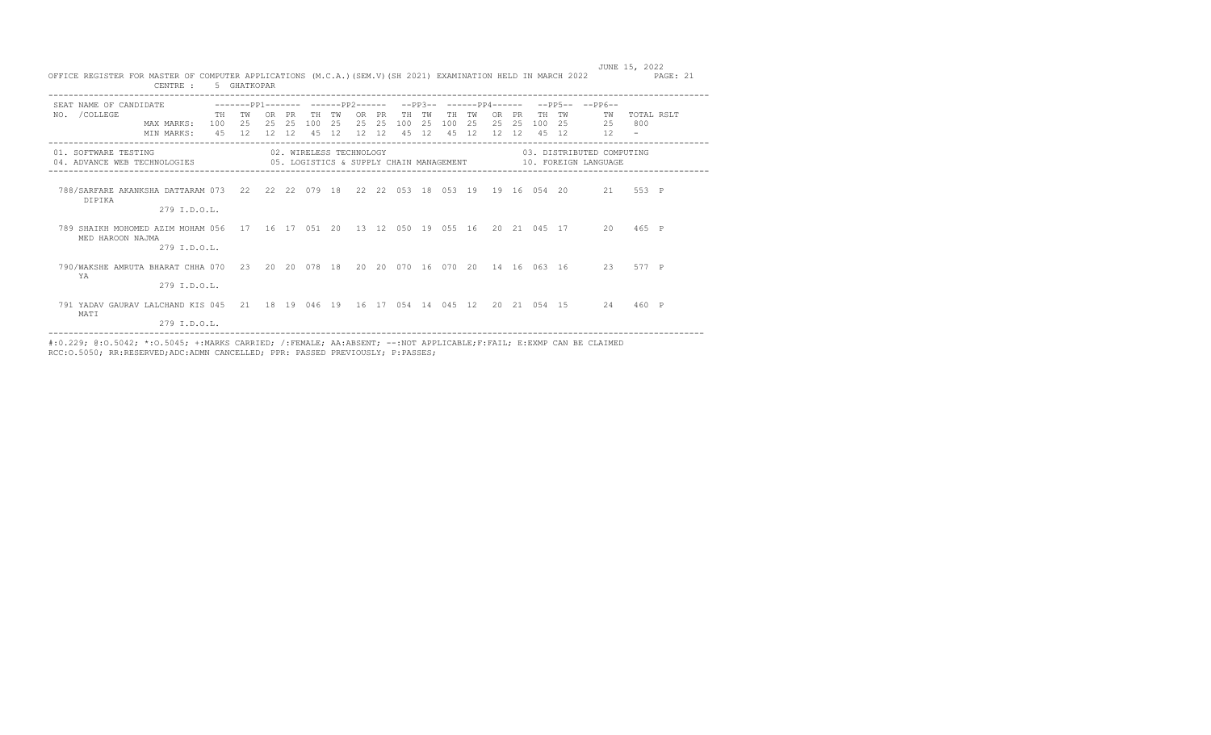OFFICE REGISTER FOR MASTER OF COMPUTER APPLICATIONS (M.C.A.)(SEM.V)(SH 2021) EXAMINATION HELD IN MARCH 2022

CENTRE : 5 GHATKOPAR

JUNE 15, 2022

| SEAT NO. | NAME OF CANDIDATE / COLLEGE | PP1 TH | PP1 TW | PP1 OR | PP1 PR | PP2 TH | PP2 TW | PP2 OR | PP2 PR | PP3 TH | PP3 TW | PP4 TH | PP4 TW | PP4 OR | PP4 PR | PP5 TH | PP5 TW | PP6 TW | TOTAL | RSLT |
|---|---|---|---|---|---|---|---|---|---|---|---|---|---|---|---|---|---|---|---|---|
| | MAX MARKS: | 100 | 25 | 25 | 25 | 100 | 25 | 25 | 25 | 100 | 25 | 100 | 25 | 25 | 25 | 100 | 25 | 25 | 800 | |
| | MIN MARKS: | 45 | 12 | 12 | 12 | 45 | 12 | 12 | 12 | 45 | 12 | 45 | 12 | 12 | 12 | 45 | 12 | 12 | - | |

01. SOFTWARE TESTING
02. WIRELESS TECHNOLOGY
03. DISTRIBUTED COMPUTING
04. ADVANCE WEB TECHNOLOGIES
05. LOGISTICS & SUPPLY CHAIN MANAGEMENT
10. FOREIGN LANGUAGE

| SEAT NO. | NAME OF CANDIDATE / COLLEGE | PP1 TH | PP1 TW | PP1 OR | PP1 PR | PP2 TH | PP2 TW | PP2 OR | PP2 PR | PP3 TH | PP3 TW | PP4 TH | PP4 TW | PP4 OR | PP4 PR | PP5 TH | PP5 TW | PP6 TW | TOTAL | RSLT |
|---|---|---|---|---|---|---|---|---|---|---|---|---|---|---|---|---|---|---|---|---|
| 788/ | SARFARE AKANKSHA DATTARAM DIPIKA 279 I.D.O.L. | 073 | 22 | 22 | 22 | 079 | 18 | 22 | 22 | 053 | 18 | 053 | 19 | 19 | 16 | 054 | 20 | 21 | 553 | P |
| 789 | SHAIKH MOHOMED AZIM MOHAMMED HAROON NAJMA 279 I.D.O.L. | 056 | 17 | 16 | 17 | 051 | 20 | 13 | 12 | 050 | 19 | 055 | 16 | 20 | 21 | 045 | 17 | 20 | 465 | P |
| 790/ | WAKSHE AMRUTA BHARAT CHHAYA 279 I.D.O.L. | 070 | 23 | 20 | 20 | 078 | 18 | 20 | 20 | 070 | 16 | 070 | 20 | 14 | 16 | 063 | 16 | 23 | 577 | P |
| 791 | YADAV GAURAV LALCHAND KISMATI 279 I.D.O.L. | 045 | 21 | 18 | 19 | 046 | 19 | 16 | 17 | 054 | 14 | 045 | 12 | 20 | 21 | 054 | 15 | 24 | 460 | P |

#:O.229; @:O.5042; *:O.5045; +:MARKS CARRIED; /:FEMALE; AA:ABSENT; --:NOT APPLICABLE;F:FAIL; E:EXMP CAN BE CLAIMED
RCC:O.5050; RR:RESERVED;ADC:ADMN CANCELLED; PPR: PASSED PREVIOUSLY; P:PASSES;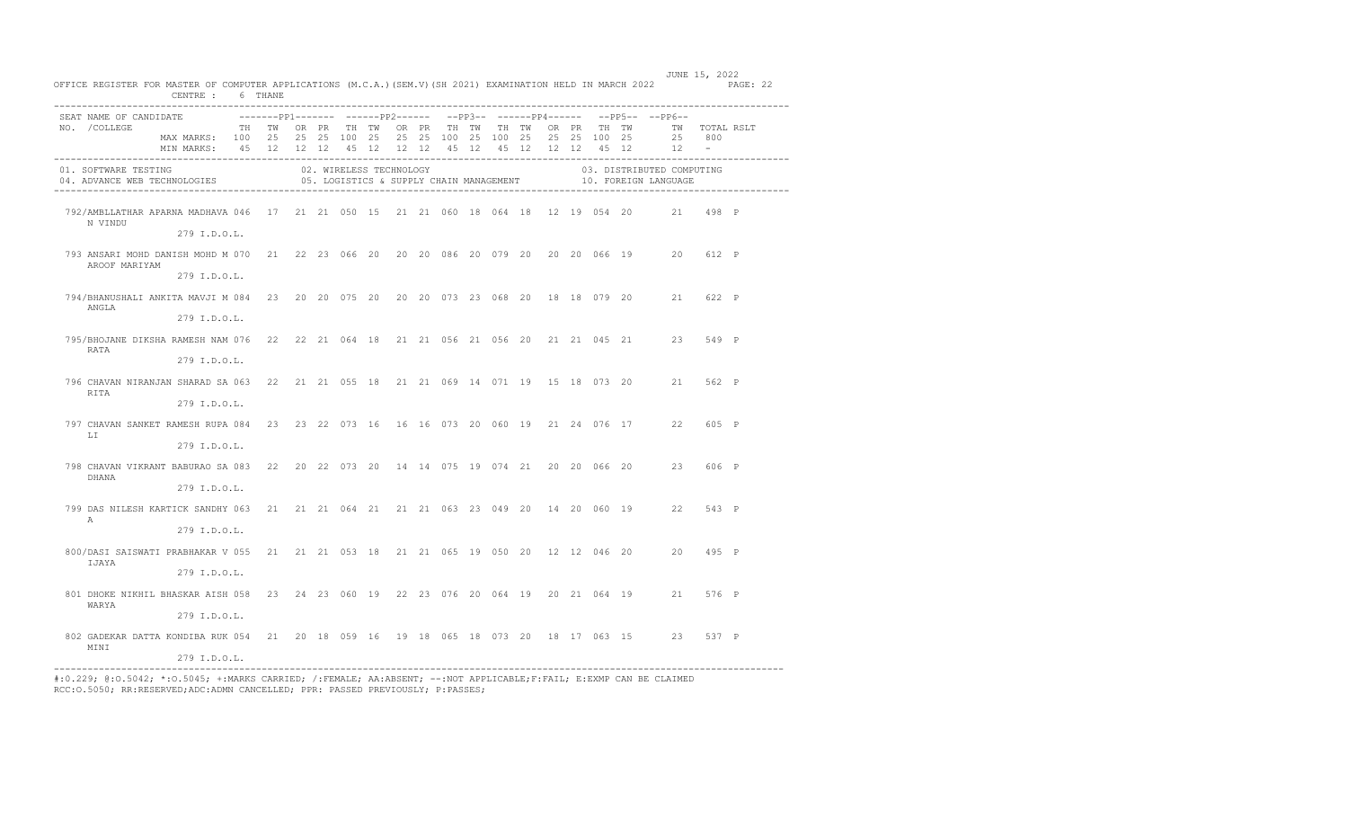JUNE 15, 2022

OFFICE REGISTER FOR MASTER OF COMPUTER APPLICATIONS (M.C.A.)(SEM.V)(SH 2021) EXAMINATION HELD IN MARCH 2022

CENTRE : 6 THANE

| SEAT NO. | NAME OF CANDIDATE /COLLEGE | PP1 TH | PP1 TW | PP1 OR | PP1 PR | PP2 TH | PP2 TW | PP2 OR | PP2 PR | PP3 TH | PP3 TW | PP4 TH | PP4 TW | PP4 OR | PP4 PR | PP5 TH | PP5 TW | PP6 TW | TOTAL | RSLT |
|---|---|---|---|---|---|---|---|---|---|---|---|---|---|---|---|---|---|---|---|---|
| | MAX MARKS: | 100 | 25 | 25 | 25 | 100 | 25 | 25 | 25 | 100 | 25 | 100 | 25 | 25 | 25 | 100 | 25 | 25 | 800 | |
| | MIN MARKS: | 45 | 12 | 12 | 12 | 45 | 12 | 12 | 12 | 45 | 12 | 45 | 12 | 12 | 12 | 45 | 12 | 12 | - | |

01. SOFTWARE TESTING
02. WIRELESS TECHNOLOGY
03. DISTRIBUTED COMPUTING
04. ADVANCE WEB TECHNOLOGIES
05. LOGISTICS & SUPPLY CHAIN MANAGEMENT
10. FOREIGN LANGUAGE

| SEAT NO. | NAME OF CANDIDATE /COLLEGE | PP1 TH | PP1 TW | PP1 OR | PP1 PR | PP2 TH | PP2 TW | PP2 OR | PP2 PR | PP3 TH | PP3 TW | PP4 TH | PP4 TW | PP4 OR | PP4 PR | PP5 TH | PP5 TW | PP6 TW | TOTAL | RSLT |
|---|---|---|---|---|---|---|---|---|---|---|---|---|---|---|---|---|---|---|---|---|
| 792/ | AMBLLATHAR APARNA MADHAVA N VINDU 279 I.D.O.L. | 046 | 17 | 21 | 21 | 050 | 15 | 21 | 21 | 060 | 18 | 064 | 18 | 12 | 19 | 054 | 20 | 21 | 498 | P |
| 793 | ANSARI MOHD DANISH MOHD M AROOF MARIYAM 279 I.D.O.L. | 070 | 21 | 22 | 23 | 066 | 20 | 20 | 20 | 086 | 20 | 079 | 20 | 20 | 20 | 066 | 19 | 20 | 612 | P |
| 794/ | BHANUSHALI ANKITA MAVJI M ANGLA 279 I.D.O.L. | 084 | 23 | 20 | 20 | 075 | 20 | 20 | 20 | 073 | 23 | 068 | 20 | 18 | 18 | 079 | 20 | 21 | 622 | P |
| 795/ | BHOJANE DIKSHA RAMESH NAM RATA 279 I.D.O.L. | 076 | 22 | 22 | 21 | 064 | 18 | 21 | 21 | 056 | 21 | 056 | 20 | 21 | 21 | 045 | 21 | 23 | 549 | P |
| 796 | CHAVAN NIRANJAN SHARAD SA RITA 279 I.D.O.L. | 063 | 22 | 21 | 21 | 055 | 18 | 21 | 21 | 069 | 14 | 071 | 19 | 15 | 18 | 073 | 20 | 21 | 562 | P |
| 797 | CHAVAN SANKET RAMESH RUPA LI 279 I.D.O.L. | 084 | 23 | 23 | 22 | 073 | 16 | 16 | 16 | 073 | 20 | 060 | 19 | 21 | 24 | 076 | 17 | 22 | 605 | P |
| 798 | CHAVAN VIKRANT BABURAO SA DHANA 279 I.D.O.L. | 083 | 22 | 20 | 22 | 073 | 20 | 14 | 14 | 075 | 19 | 074 | 21 | 20 | 20 | 066 | 20 | 23 | 606 | P |
| 799 | DAS NILESH KARTICK SANDHY A 279 I.D.O.L. | 063 | 21 | 21 | 21 | 064 | 21 | 21 | 21 | 063 | 23 | 049 | 20 | 14 | 20 | 060 | 19 | 22 | 543 | P |
| 800/ | DASI SAISWATI PRABHAKAR V IJAYA 279 I.D.O.L. | 055 | 21 | 21 | 21 | 053 | 18 | 21 | 21 | 065 | 19 | 050 | 20 | 12 | 12 | 046 | 20 | 20 | 495 | P |
| 801 | DHOKE NIKHIL BHASKAR AISH WARYA 279 I.D.O.L. | 058 | 23 | 24 | 23 | 060 | 19 | 22 | 23 | 076 | 20 | 064 | 19 | 20 | 21 | 064 | 19 | 21 | 576 | P |
| 802 | GADEKAR DATTA KONDIBA RUK MINI 279 I.D.O.L. | 054 | 21 | 20 | 18 | 059 | 16 | 19 | 18 | 065 | 18 | 073 | 20 | 18 | 17 | 063 | 15 | 23 | 537 | P |

#:O.229; @:O.5042; *:O.5045; +:MARKS CARRIED; /:FEMALE; AA:ABSENT; --:NOT APPLICABLE;F:FAIL; E:EXMP CAN BE CLAIMED
RCC:O.5050; RR:RESERVED;ADC:ADMN CANCELLED; PPR: PASSED PREVIOUSLY; P:PASSES;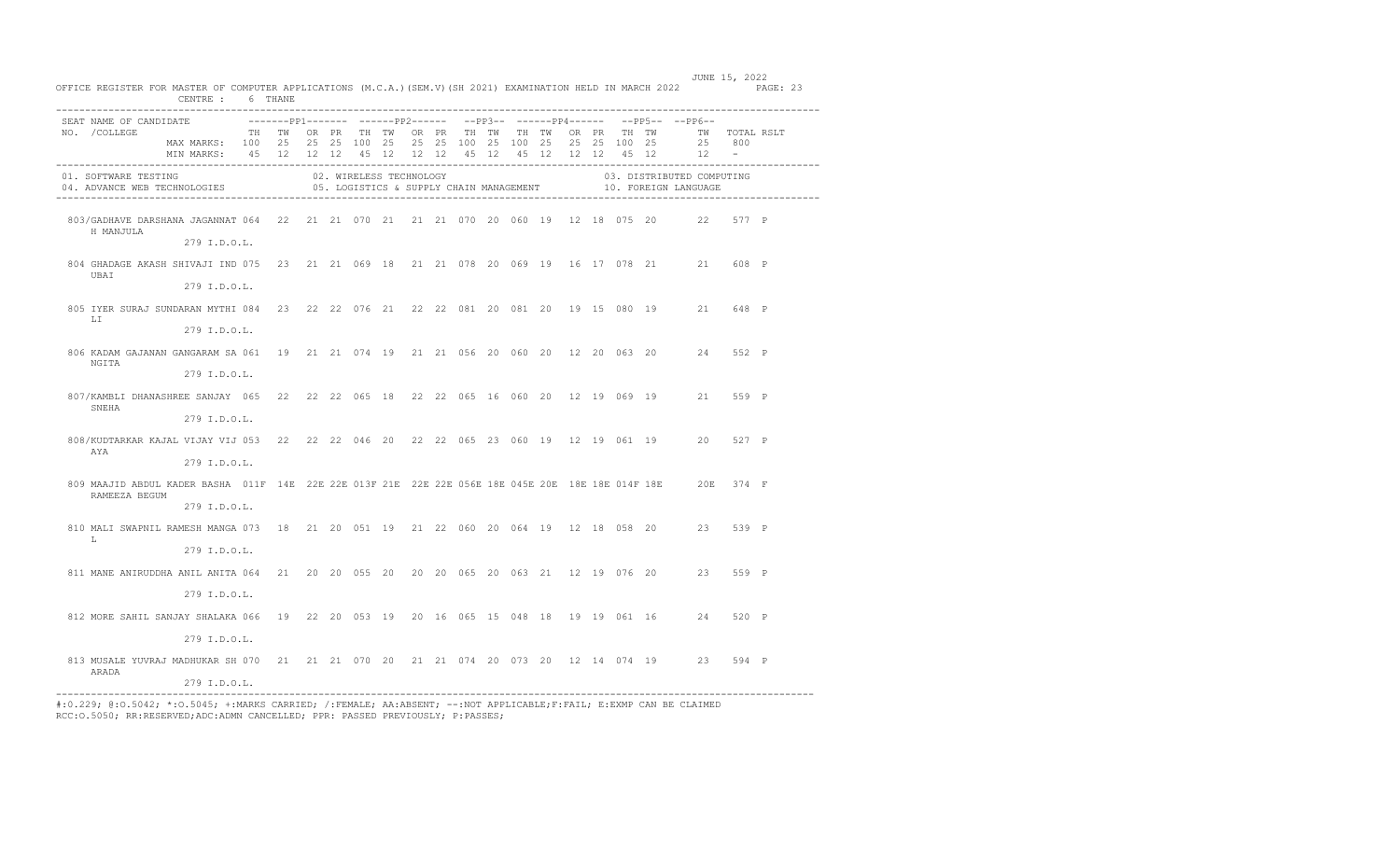OFFICE REGISTER FOR MASTER OF COMPUTER APPLICATIONS (M.C.A.)(SEM.V)(SH 2021) EXAMINATION HELD IN MARCH 2022

JUNE 15, 2022

CENTRE : 6 THANE

| SEAT NO. | NAME OF CANDIDATE /COLLEGE | PP1 TH | PP1 TW | PP1 OR | PP1 PR | PP2 TH | PP2 TW | PP2 OR | PP2 PR | PP3 TH | PP3 TW | PP4 TH | PP4 TW | PP4 OR | PP4 PR | PP5 TH | PP5 TW | PP6 TW | TOTAL | RSLT |
|---|---|---|---|---|---|---|---|---|---|---|---|---|---|---|---|---|---|---|---|---|
| | MAX MARKS: | 100 | 25 | 25 | 25 | 100 | 25 | 25 | 25 | 100 | 25 | 100 | 25 | 25 | 25 | 100 | 25 | 25 | 800 | |
| | MIN MARKS: | 45 | 12 | 12 | 12 | 45 | 12 | 12 | 12 | 45 | 12 | 45 | 12 | 12 | 12 | 45 | 12 | 12 | - | |
| 803/ | GADHAVE DARSHANA JAGANNAT H MANJULA 279 I.D.O.L. | 064 | 22 | 21 | 21 | 070 | 21 | 21 | 21 | 070 | 20 | 060 | 19 | 12 | 18 | 075 | 20 | 22 | 577 | P |
| 804 | GHADAGE AKASH SHIVAJI INDUBAI 279 I.D.O.L. | 075 | 23 | 21 | 21 | 069 | 18 | 21 | 21 | 078 | 20 | 069 | 19 | 16 | 17 | 078 | 21 | 21 | 608 | P |
| 805 | IYER SURAJ SUNDARAN MYTHILI 279 I.D.O.L. | 084 | 23 | 22 | 22 | 076 | 21 | 22 | 22 | 081 | 20 | 081 | 20 | 19 | 15 | 080 | 19 | 21 | 648 | P |
| 806 | KADAM GAJANAN GANGARAM SANGITA 279 I.D.O.L. | 061 | 19 | 21 | 21 | 074 | 19 | 21 | 21 | 056 | 20 | 060 | 20 | 12 | 20 | 063 | 20 | 24 | 552 | P |
| 807/ | KAMBLI DHANASHREE SANJAY SNEHA 279 I.D.O.L. | 065 | 22 | 22 | 22 | 065 | 18 | 22 | 22 | 065 | 16 | 060 | 20 | 12 | 19 | 069 | 19 | 21 | 559 | P |
| 808/ | KUDTARKAR KAJAL VIJAY VIJAYA 279 I.D.O.L. | 053 | 22 | 22 | 22 | 046 | 20 | 22 | 22 | 065 | 23 | 060 | 19 | 12 | 19 | 061 | 19 | 20 | 527 | P |
| 809 | MAAJID ABDUL KADER BASHA RAMEEZA BEGUM 279 I.D.O.L. | 011F | 14E | 22E | 22E | 013F | 21E | 22E | 22E | 056E | 18E | 045E | 20E | 18E | 18E | 014F | 18E | 20E | 374 | F |
| 810 | MALI SWAPNIL RAMESH MANGAL 279 I.D.O.L. | 073 | 18 | 21 | 20 | 051 | 19 | 21 | 22 | 060 | 20 | 064 | 19 | 12 | 18 | 058 | 20 | 23 | 539 | P |
| 811 | MANE ANIRUDDHA ANIL ANITA 279 I.D.O.L. | 064 | 21 | 20 | 20 | 055 | 20 | 20 | 20 | 065 | 20 | 063 | 21 | 12 | 19 | 076 | 20 | 23 | 559 | P |
| 812 | MORE SAHIL SANJAY SHALAKA 279 I.D.O.L. | 066 | 19 | 22 | 20 | 053 | 19 | 20 | 16 | 065 | 15 | 048 | 18 | 19 | 19 | 061 | 16 | 24 | 520 | P |
| 813 | MUSALE YUVRAJ MADHUKAR SHARADA 279 I.D.O.L. | 070 | 21 | 21 | 21 | 070 | 20 | 21 | 21 | 074 | 20 | 073 | 20 | 12 | 14 | 074 | 19 | 23 | 594 | P |

01. SOFTWARE TESTING
02. WIRELESS TECHNOLOGY
03. DISTRIBUTED COMPUTING
04. ADVANCE WEB TECHNOLOGIES
05. LOGISTICS & SUPPLY CHAIN MANAGEMENT
10. FOREIGN LANGUAGE

#:0.229; @:O.5042; *:O.5045; +:MARKS CARRIED; /:FEMALE; AA:ABSENT; --:NOT APPLICABLE;F:FAIL; E:EXMP CAN BE CLAIMED
RCC:O.5050; RR:RESERVED;ADC:ADMN CANCELLED; PPR: PASSED PREVIOUSLY; P:PASSES;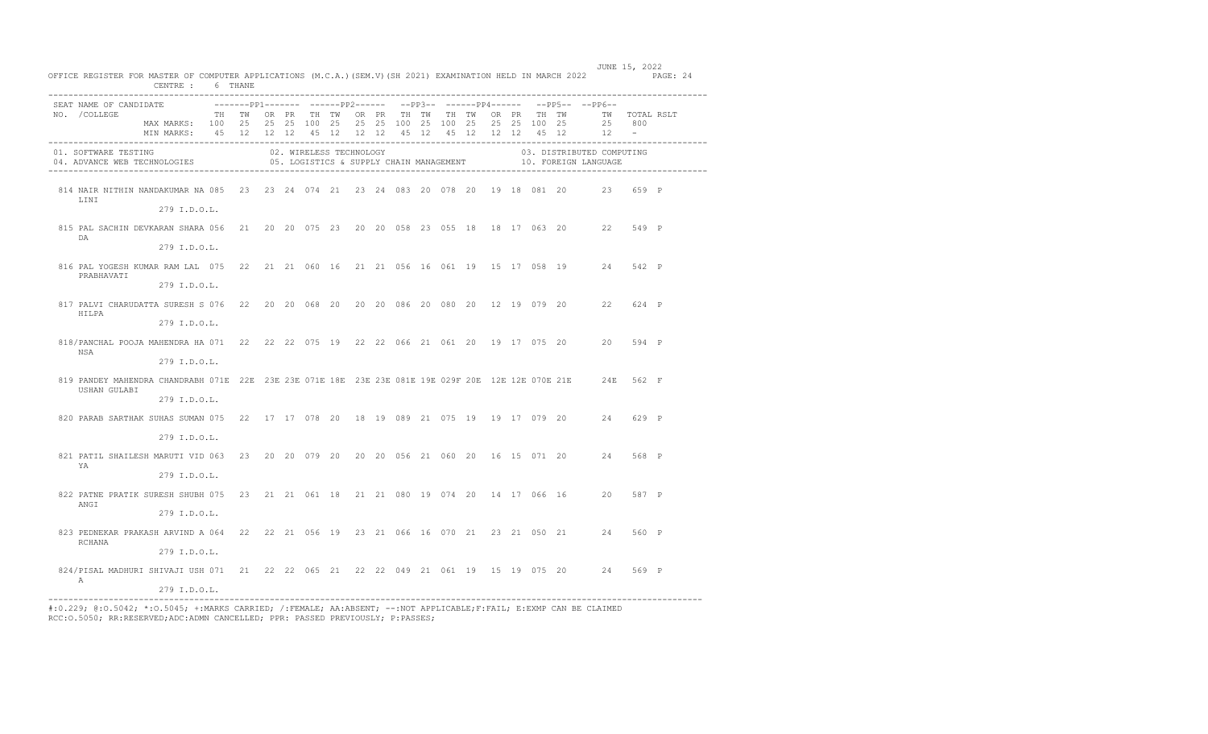OFFICE REGISTER FOR MASTER OF COMPUTER APPLICATIONS (M.C.A.)(SEM.V)(SH 2021) EXAMINATION HELD IN MARCH 2022

JUNE 15, 2022

CENTRE : 6 THANE

| SEAT NO. | NAME OF CANDIDATE /COLLEGE | PP1 TH | PP1 TW | PP1 OR | PP1 PR | PP2 TH | PP2 TW | PP2 OR | PP2 PR | PP3 TH | PP3 TW | PP4 TH | PP4 TW | PP4 OR | PP4 PR | PP5 TH | PP5 TW | PP6 TW | TOTAL | RSLT |
|---|---|---|---|---|---|---|---|---|---|---|---|---|---|---|---|---|---|---|---|---|
| | MAX MARKS: | 100 | 25 | 25 | 25 | 100 | 25 | 25 | 25 | 100 | 25 | 100 | 25 | 25 | 25 | 100 | 25 | 25 | 800 | |
| | MIN MARKS: | 45 | 12 | 12 | 12 | 45 | 12 | 12 | 12 | 45 | 12 | 45 | 12 | 12 | 12 | 45 | 12 | 12 | - | |

01. SOFTWARE TESTING  02. WIRELESS TECHNOLOGY  03. DISTRIBUTED COMPUTING
04. ADVANCE WEB TECHNOLOGIES  05. LOGISTICS & SUPPLY CHAIN MANAGEMENT  10. FOREIGN LANGUAGE

| SEAT NO. | NAME OF CANDIDATE /COLLEGE | PP1 TH | PP1 TW | PP1 OR | PP1 PR | PP2 TH | PP2 TW | PP2 OR | PP2 PR | PP3 TH | PP3 TW | PP4 TH | PP4 TW | PP4 OR | PP4 PR | PP5 TH | PP5 TW | PP6 TW | TOTAL | RSLT |
|---|---|---|---|---|---|---|---|---|---|---|---|---|---|---|---|---|---|---|---|---|
| 814 | NAIR NITHIN NANDAKUMAR NALINI 279 I.D.O.L. | 085 | 23 | 23 | 24 | 074 | 21 | 23 | 24 | 083 | 20 | 078 | 20 | 19 | 18 | 081 | 20 | 23 | 659 | P |
| 815 | PAL SACHIN DEVKARAN SHARADA 279 I.D.O.L. | 056 | 21 | 20 | 20 | 075 | 23 | 20 | 20 | 058 | 23 | 055 | 18 | 18 | 17 | 063 | 20 | 22 | 549 | P |
| 816 | PAL YOGESH KUMAR RAM LAL PRABHAVATI 279 I.D.O.L. | 075 | 22 | 21 | 21 | 060 | 16 | 21 | 21 | 056 | 16 | 061 | 19 | 15 | 17 | 058 | 19 | 24 | 542 | P |
| 817 | PALVI CHARUDATTA SURESH SHILPA 279 I.D.O.L. | 076 | 22 | 20 | 20 | 068 | 20 | 20 | 20 | 086 | 20 | 080 | 20 | 12 | 19 | 079 | 20 | 22 | 624 | P |
| 818/ | PANCHAL POOJA MAHENDRA HANSA 279 I.D.O.L. | 071 | 22 | 22 | 22 | 075 | 19 | 22 | 22 | 066 | 21 | 061 | 20 | 19 | 17 | 075 | 20 | 20 | 594 | P |
| 819 | PANDEY MAHENDRA CHANDRABHUSHAN GULABI 279 I.D.O.L. | 071E | 22E | 23E | 23E | 071E | 18E | 23E | 23E | 081E | 19E | 029F | 20E | 12E | 12E | 070E | 21E | 24E | 562 | F |
| 820 | PARAB SARTHAK SUHAS SUMAN 279 I.D.O.L. | 075 | 22 | 17 | 17 | 078 | 20 | 18 | 19 | 089 | 21 | 075 | 19 | 19 | 17 | 079 | 20 | 24 | 629 | P |
| 821 | PATIL SHAILESH MARUTI VIDYA 279 I.D.O.L. | 063 | 23 | 20 | 20 | 079 | 20 | 20 | 20 | 056 | 21 | 060 | 20 | 16 | 15 | 071 | 20 | 24 | 568 | P |
| 822 | PATNE PRATIK SURESH SHUBHANGI 279 I.D.O.L. | 075 | 23 | 21 | 21 | 061 | 18 | 21 | 21 | 080 | 19 | 074 | 20 | 14 | 17 | 066 | 16 | 20 | 587 | P |
| 823 | PEDNEKAR PRAKASH ARVIND ARCHANA 279 I.D.O.L. | 064 | 22 | 22 | 21 | 056 | 19 | 23 | 21 | 066 | 16 | 070 | 21 | 23 | 21 | 050 | 21 | 24 | 560 | P |
| 824/ | PISAL MADHURI SHIVAJI USHA 279 I.D.O.L. | 071 | 21 | 22 | 22 | 065 | 21 | 22 | 22 | 049 | 21 | 061 | 19 | 15 | 19 | 075 | 20 | 24 | 569 | P |

#:O.229; @:O.5042; *:O.5045; +:MARKS CARRIED; /:FEMALE; AA:ABSENT; --:NOT APPLICABLE;F:FAIL; E:EXMP CAN BE CLAIMED
RCC:O.5050; RR:RESERVED;ADC:ADMN CANCELLED; PPR: PASSED PREVIOUSLY; P:PASSES;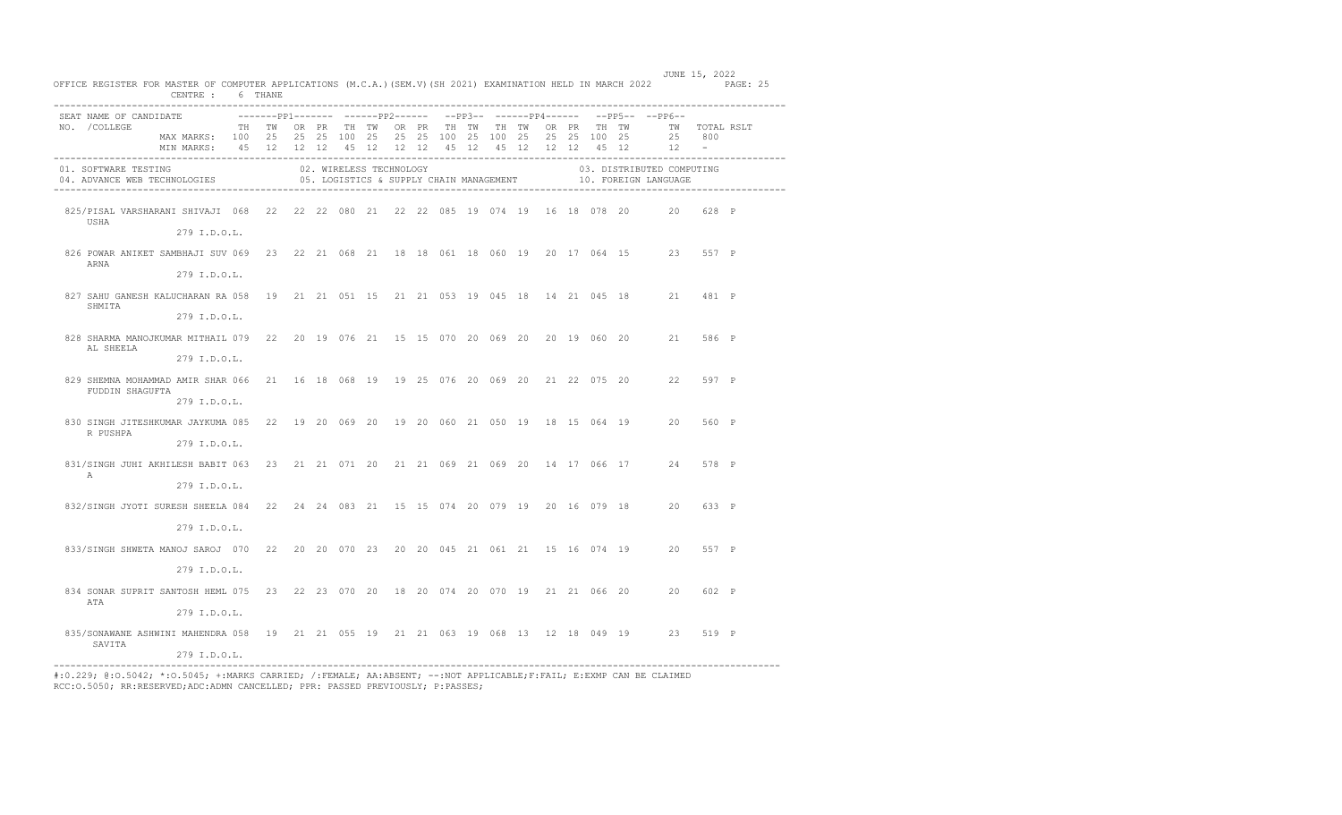OFFICE REGISTER FOR MASTER OF COMPUTER APPLICATIONS (M.C.A.)(SEM.V)(SH 2021) EXAMINATION HELD IN MARCH 2022 — JUNE 15, 2022

CENTRE : 6 THANE

| SEAT NO. | NAME OF CANDIDATE / COLLEGE | PP1 TH | PP1 TW | PP1 OR | PP1 PR | PP2 TH | PP2 TW | PP2 OR | PP2 PR | PP3 TH | PP3 TW | PP4 TH | PP4 TW | PP4 OR | PP4 PR | PP5 TH | PP5 TW | PP6 TW | TOTAL | RSLT |
|---|---|---|---|---|---|---|---|---|---|---|---|---|---|---|---|---|---|---|---|---|
| | MAX MARKS: | 100 | 25 | 25 | 25 | 100 | 25 | 25 | 25 | 100 | 25 | 100 | 25 | 25 | 25 | 100 | 25 | 25 | 800 | |
| | MIN MARKS: | 45 | 12 | 12 | 12 | 45 | 12 | 12 | 12 | 45 | 12 | 45 | 12 | 12 | 12 | 45 | 12 | 12 | - | |
| 825/ | PISAL VARSHARANI SHIVAJI USHA / 279 I.D.O.L. | 068 | 22 | 22 | 22 | 080 | 21 | 22 | 22 | 085 | 19 | 074 | 19 | 16 | 18 | 078 | 20 | 20 | 628 | P |
| 826 | POWAR ANIKET SAMBHAJI SUVARNA / 279 I.D.O.L. | 069 | 23 | 22 | 21 | 068 | 21 | 18 | 18 | 061 | 18 | 060 | 19 | 20 | 17 | 064 | 15 | 23 | 557 | P |
| 827 | SAHU GANESH KALUCHARAN RASHMITA / 279 I.D.O.L. | 058 | 19 | 21 | 21 | 051 | 15 | 21 | 21 | 053 | 19 | 045 | 18 | 14 | 21 | 045 | 18 | 21 | 481 | P |
| 828 | SHARMA MANOJKUMAR MITHAILAL SHEELA / 279 I.D.O.L. | 079 | 22 | 20 | 19 | 076 | 21 | 15 | 15 | 070 | 20 | 069 | 20 | 20 | 19 | 060 | 20 | 21 | 586 | P |
| 829 | SHEMNA MOHAMMAD AMIR SHARFUDDIN SHAGUFTA / 279 I.D.O.L. | 066 | 21 | 16 | 18 | 068 | 19 | 19 | 25 | 076 | 20 | 069 | 20 | 21 | 22 | 075 | 20 | 22 | 597 | P |
| 830 | SINGH JITESHKUMAR JAYKUMAR PUSHPA / 279 I.D.O.L. | 085 | 22 | 19 | 20 | 069 | 20 | 19 | 20 | 060 | 21 | 050 | 19 | 18 | 15 | 064 | 19 | 20 | 560 | P |
| 831/ | SINGH JUHI AKHILESH BABITA / 279 I.D.O.L. | 063 | 23 | 21 | 21 | 071 | 20 | 21 | 21 | 069 | 21 | 069 | 20 | 14 | 17 | 066 | 17 | 24 | 578 | P |
| 832/ | SINGH JYOTI SURESH SHEELA / 279 I.D.O.L. | 084 | 22 | 24 | 24 | 083 | 21 | 15 | 15 | 074 | 20 | 079 | 19 | 20 | 16 | 079 | 18 | 20 | 633 | P |
| 833/ | SINGH SHWETA MANOJ SAROJ / 279 I.D.O.L. | 070 | 22 | 20 | 20 | 070 | 23 | 20 | 20 | 045 | 21 | 061 | 21 | 15 | 16 | 074 | 19 | 20 | 557 | P |
| 834 | SONAR SUPRIT SANTOSH HEMLATA / 279 I.D.O.L. | 075 | 23 | 22 | 23 | 070 | 20 | 18 | 20 | 074 | 20 | 070 | 19 | 21 | 21 | 066 | 20 | 20 | 602 | P |
| 835/ | SONAWANE ASHWINI MAHENDRA SAVITA / 279 I.D.O.L. | 058 | 19 | 21 | 21 | 055 | 19 | 21 | 21 | 063 | 19 | 068 | 13 | 12 | 18 | 049 | 19 | 23 | 519 | P |

01. SOFTWARE TESTING; 02. WIRELESS TECHNOLOGY; 03. DISTRIBUTED COMPUTING; 04. ADVANCE WEB TECHNOLOGIES; 05. LOGISTICS & SUPPLY CHAIN MANAGEMENT; 10. FOREIGN LANGUAGE

#:O.229; @:O.5042; *:O.5045; +:MARKS CARRIED; /:FEMALE; AA:ABSENT; --:NOT APPLICABLE;F:FAIL; E:EXMP CAN BE CLAIMED
RCC:O.5050; RR:RESERVED;ADC:ADMN CANCELLED; PPR: PASSED PREVIOUSLY; P:PASSES;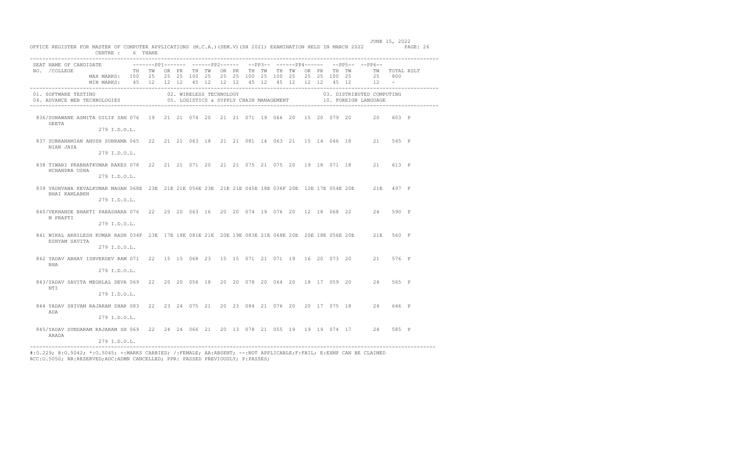OFFICE REGISTER FOR MASTER OF COMPUTER APPLICATIONS (M.C.A.)(SEM.V)(SH 2021) EXAMINATION HELD IN MARCH 2022

JUNE 15, 2022

CENTRE : 6 THANE

| SEAT NO. | NAME OF CANDIDATE /COLLEGE | PP1 TH | PP1 TW | PP1 OR | PP1 PR | PP2 TH | PP2 TW | PP2 OR | PP2 PR | PP3 TH | PP3 TW | PP4 TH | PP4 TW | PP4 OR | PP4 PR | PP5 TH | PP5 TW | PP6 TW | TOTAL | RSLT |
|---|---|---|---|---|---|---|---|---|---|---|---|---|---|---|---|---|---|---|---|---|
| | MAX MARKS: | 100 | 25 | 25 | 25 | 100 | 25 | 25 | 25 | 100 | 25 | 100 | 25 | 25 | 25 | 100 | 25 | 25 | 800 | |
| | MIN MARKS: | 45 | 12 | 12 | 12 | 45 | 12 | 12 | 12 | 45 | 12 | 45 | 12 | 12 | 12 | 45 | 12 | 12 | - | |

01. SOFTWARE TESTING
02. WIRELESS TECHNOLOGY
03. DISTRIBUTED COMPUTING
04. ADVANCE WEB TECHNOLOGIES
05. LOGISTICS & SUPPLY CHAIN MANAGEMENT
10. FOREIGN LANGUAGE

| SEAT NO. | NAME OF CANDIDATE /COLLEGE | PP1 TH | PP1 TW | PP1 OR | PP1 PR | PP2 TH | PP2 TW | PP2 OR | PP2 PR | PP3 TH | PP3 TW | PP4 TH | PP4 TW | PP4 OR | PP4 PR | PP5 TH | PP5 TW | PP6 TW | TOTAL | RSLT |
|---|---|---|---|---|---|---|---|---|---|---|---|---|---|---|---|---|---|---|---|---|
| 836/ | SONAWANE ASMITA DILIP SANGEETA 279 I.D.O.L. | 076 | 19 | 21 | 21 | 074 | 20 | 21 | 21 | 071 | 19 | 066 | 20 | 15 | 20 | 079 | 20 | 20 | 603 | P |
| 837 | SUBRANAMIAN ANUSH SUBRAMANIAN JAYA 279 I.D.O.L. | 065 | 22 | 21 | 21 | 063 | 18 | 21 | 21 | 081 | 14 | 063 | 21 | 15 | 14 | 046 | 18 | 21 | 545 | P |
| 838 | TIWARI PRABHATKUMAR RAKESHCHANDRA USHA 279 I.D.O.L. | 078 | 22 | 21 | 21 | 071 | 20 | 21 | 21 | 075 | 21 | 075 | 20 | 19 | 18 | 071 | 18 | 21 | 613 | P |
| 839 | VADHVANA KEVALKUMAR MAGANBHAI KAMLABEN 279 I.D.O.L. | 068E | 23E | 21E | 21E | 056E | 23E | 21E | 21E | 045E | 18E | 036F | 20E | 12E | 17E | 054E | 20E | 21E | 497 | F |
| 840/ | VEKHANDE BHAKTI PARASHARAM PRAPTI 279 I.D.O.L. | 076 | 22 | 20 | 20 | 063 | 16 | 20 | 20 | 074 | 19 | 076 | 20 | 12 | 18 | 068 | 22 | 24 | 590 | P |
| 841 | WIKAL AKHILESH KUMAR RADHESHYAM SAVITA 279 I.D.O.L. | 034F | 23E | 17E | 18E | 081E | 21E | 20E | 19E | 083E | 21E | 068E | 20E | 20E | 18E | 056E | 20E | 21E | 560 | F |
| 842 | YADAV ABHAY ISHVERDEV RAMBHA 279 I.D.O.L. | 071 | 22 | 15 | 15 | 068 | 23 | 15 | 15 | 071 | 21 | 071 | 19 | 16 | 20 | 073 | 20 | 21 | 576 | P |
| 843/ | YADAV SAVITA MEGHLAL DEVANTI 279 I.D.O.L. | 069 | 22 | 20 | 20 | 056 | 18 | 20 | 20 | 078 | 20 | 064 | 20 | 18 | 17 | 059 | 20 | 24 | 565 | P |
| 844 | YADAV SHIVAM RAJARAM SHARADA 279 I.D.O.L. | 083 | 22 | 23 | 24 | 075 | 21 | 20 | 23 | 084 | 21 | 076 | 20 | 20 | 17 | 075 | 18 | 24 | 646 | P |
| 845/ | YADAV SUNDARAM RAJARAM SHARADA 279 I.D.O.L. | 069 | 22 | 24 | 24 | 066 | 21 | 20 | 13 | 078 | 21 | 055 | 19 | 19 | 19 | 074 | 17 | 24 | 585 | P |

#:O.229; @:O.5042; *:O.5045; +:MARKS CARRIED; /:FEMALE; AA:ABSENT; --:NOT APPLICABLE;F:FAIL; E:EXMP CAN BE CLAIMED
RCC:O.5050; RR:RESERVED;ADC:ADMN CANCELLED; PPR: PASSED PREVIOUSLY; P:PASSES;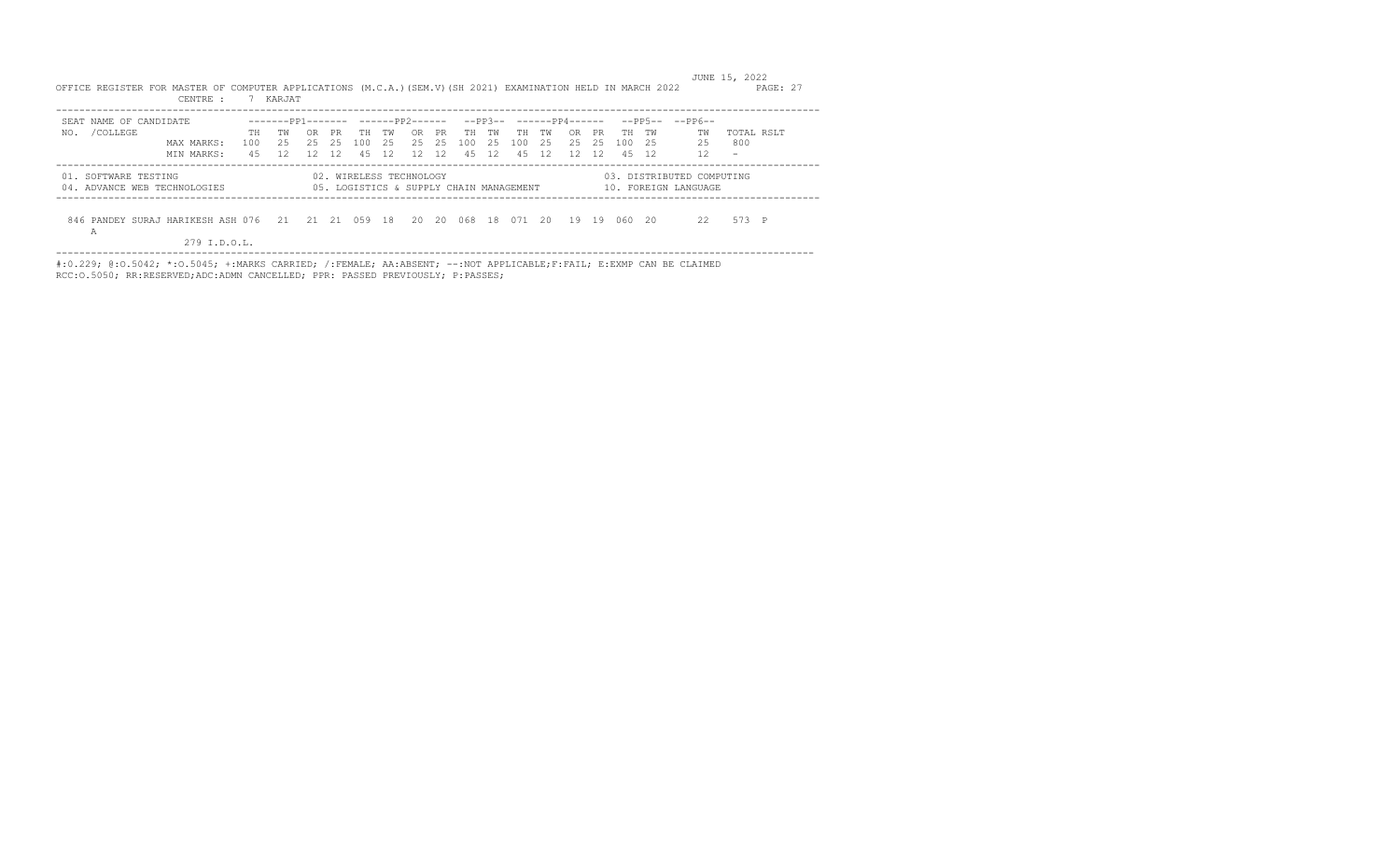OFFICE REGISTER FOR MASTER OF COMPUTER APPLICATIONS (M.C.A.)(SEM.V)(SH 2021) EXAMINATION HELD IN MARCH 2022

JUNE 15, 2022

CENTRE : 7 KARJAT

| SEAT NO. | NAME OF CANDIDATE /COLLEGE | | PP1 TH | PP1 TW | PP1 OR | PP1 PR | PP2 TH | PP2 TW | PP2 OR | PP2 PR | PP3 TH | PP3 TW | PP4 TH | PP4 TW | PP4 OR | PP4 PR | PP5 TH | PP5 TW | PP6 TW | TOTAL | RSLT |
|---|---|---|---|---|---|---|---|---|---|---|---|---|---|---|---|---|---|---|---|---|---|
| | | MAX MARKS: | 100 | 25 | 25 | 25 | 100 | 25 | 25 | 25 | 100 | 25 | 100 | 25 | 25 | 25 | 100 | 25 | 25 | 800 | |
| | | MIN MARKS: | 45 | 12 | 12 | 12 | 45 | 12 | 12 | 12 | 45 | 12 | 45 | 12 | 12 | 12 | 45 | 12 | 12 | - | |
| 846 | PANDEY SURAJ HARIKESH ASHA / 279 I.D.O.L. | | 076 | 21 | 21 | 21 | 059 | 18 | 20 | 20 | 068 | 18 | 071 | 20 | 19 | 19 | 060 | 20 | 22 | 573 | P |

01. SOFTWARE TESTING
02. WIRELESS TECHNOLOGY
03. DISTRIBUTED COMPUTING
04. ADVANCE WEB TECHNOLOGIES
05. LOGISTICS & SUPPLY CHAIN MANAGEMENT
10. FOREIGN LANGUAGE

#:0.229; @:O.5042; *:O.5045; +:MARKS CARRIED; /:FEMALE; AA:ABSENT; --:NOT APPLICABLE;F:FAIL; E:EXMP CAN BE CLAIMED
RCC:O.5050; RR:RESERVED;ADC:ADMN CANCELLED; PPR: PASSED PREVIOUSLY; P:PASSES;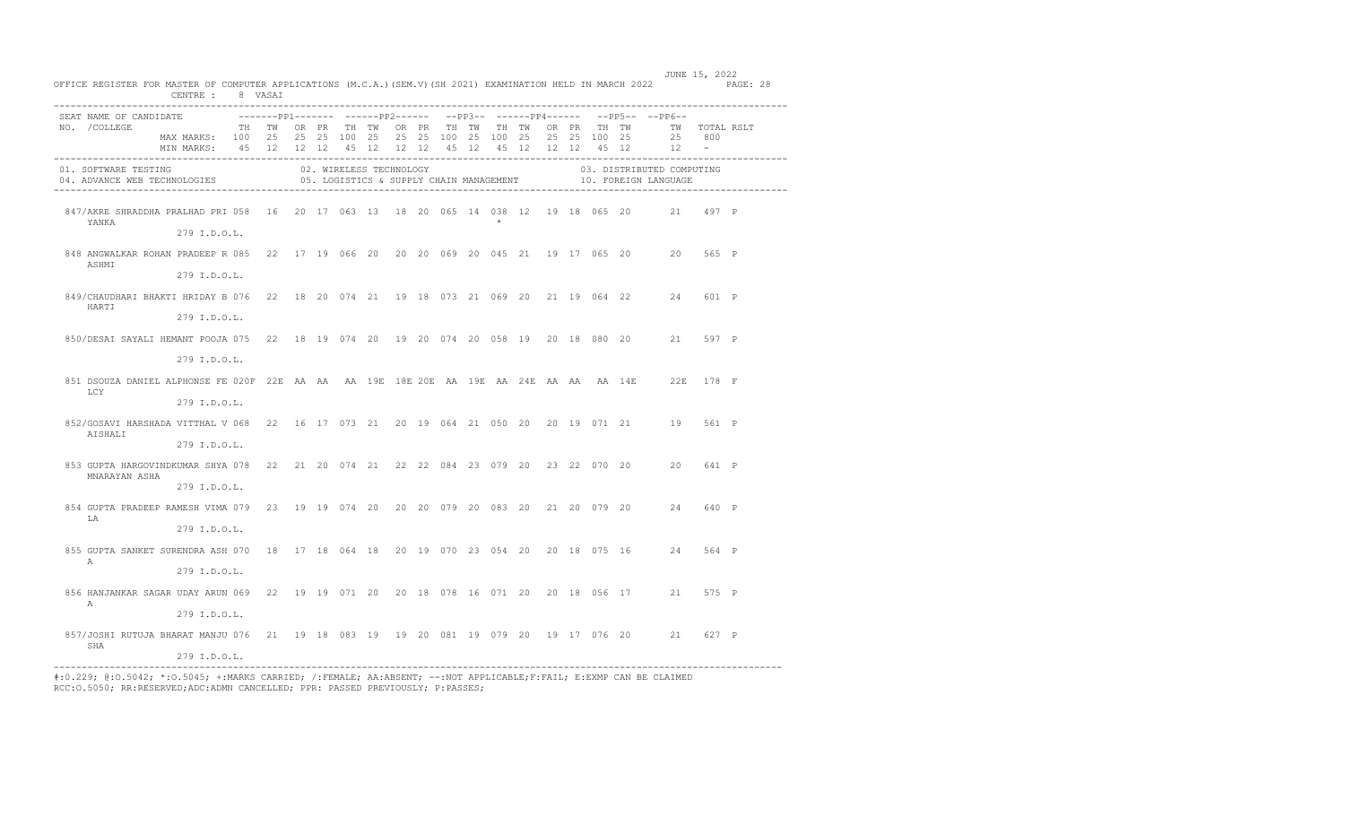OFFICE REGISTER FOR MASTER OF COMPUTER APPLICATIONS (M.C.A.)(SEM.V)(SH 2021) EXAMINATION HELD IN MARCH 2022 — JUNE 15, 2022

CENTRE : 8 VASAI

| SEAT NO. | NAME OF CANDIDATE /COLLEGE | PP1 TH | PP1 TW | PP1 OR | PP1 PR | PP2 TH | PP2 TW | PP2 OR | PP2 PR | PP3 TH | PP3 TW | PP4 TH | PP4 TW | PP4 OR | PP4 PR | PP5 TH | PP5 TW | PP6 TW | TOTAL | RSLT |
|---|---|---|---|---|---|---|---|---|---|---|---|---|---|---|---|---|---|---|---|---|
| | MAX MARKS: | 100 | 25 | 25 | 25 | 100 | 25 | 25 | 25 | 100 | 25 | 100 | 25 | 25 | 25 | 100 | 25 | 25 | 800 | |
| | MIN MARKS: | 45 | 12 | 12 | 12 | 45 | 12 | 12 | 12 | 45 | 12 | 45 | 12 | 12 | 12 | 45 | 12 | 12 | - | |

01. SOFTWARE TESTING    02. WIRELESS TECHNOLOGY    03. DISTRIBUTED COMPUTING
04. ADVANCE WEB TECHNOLOGIES    05. LOGISTICS & SUPPLY CHAIN MANAGEMENT    10. FOREIGN LANGUAGE

| SEAT NO. | NAME OF CANDIDATE /COLLEGE | PP1 TH | PP1 TW | PP1 OR | PP1 PR | PP2 TH | PP2 TW | PP2 OR | PP2 PR | PP3 TH | PP3 TW | PP4 TH | PP4 TW | PP4 OR | PP4 PR | PP5 TH | PP5 TW | PP6 TW | TOTAL | RSLT |
|---|---|---|---|---|---|---|---|---|---|---|---|---|---|---|---|---|---|---|---|---|
| 847/ | AKRE SHRADDHA PRALHAD PRIYANKA 279 I.D.O.L. | 058 | 16 | 20 | 17 | 063 | 13 | 18 | 20 | 065 | 14 | 038* | 12 | 19 | 18 | 065 | 20 | 21 | 497 | P |
| 848 | ANGWALKAR ROHAN PRADEEP RASHMI 279 I.D.O.L. | 085 | 22 | 17 | 19 | 066 | 20 | 20 | 20 | 069 | 20 | 045 | 21 | 19 | 17 | 065 | 20 | 20 | 565 | P |
| 849/ | CHAUDHARI BHAKTI HRIDAY BHARTI 279 I.D.O.L. | 076 | 22 | 18 | 20 | 074 | 21 | 19 | 18 | 073 | 21 | 069 | 20 | 21 | 19 | 064 | 22 | 24 | 601 | P |
| 850/ | DESAI SAYALI HEMANT POOJA 279 I.D.O.L. | 075 | 22 | 18 | 19 | 074 | 20 | 19 | 20 | 074 | 20 | 058 | 19 | 20 | 18 | 080 | 20 | 21 | 597 | P |
| 851 | DSOUZA DANIEL ALPHONSE FELCY 279 I.D.O.L. | 020F | 22E | AA | AA | AA | 19E | 18E | 20E | AA | 19E | AA | 24E | AA | AA | AA | 14E | 22E | 178 | F |
| 852/ | GOSAVI HARSHADA VITTHAL VAISHALI 279 I.D.O.L. | 068 | 22 | 16 | 17 | 073 | 21 | 20 | 19 | 064 | 21 | 050 | 20 | 20 | 19 | 071 | 21 | 19 | 561 | P |
| 853 | GUPTA HARGOVINDKUMAR SHYAMNARAYAN ASHA 279 I.D.O.L. | 078 | 22 | 21 | 20 | 074 | 21 | 22 | 22 | 084 | 23 | 079 | 20 | 23 | 22 | 070 | 20 | 20 | 641 | P |
| 854 | GUPTA PRADEEP RAMESH VIMALA 279 I.D.O.L. | 079 | 23 | 19 | 19 | 074 | 20 | 20 | 20 | 079 | 20 | 083 | 20 | 21 | 20 | 079 | 20 | 24 | 640 | P |
| 855 | GUPTA SANKET SURENDRA ASHA 279 I.D.O.L. | 070 | 18 | 17 | 18 | 064 | 18 | 20 | 19 | 070 | 23 | 054 | 20 | 20 | 18 | 075 | 16 | 24 | 564 | P |
| 856 | HANJANKAR SAGAR UDAY ARUNA 279 I.D.O.L. | 069 | 22 | 19 | 19 | 071 | 20 | 20 | 18 | 078 | 16 | 071 | 20 | 20 | 18 | 056 | 17 | 21 | 575 | P |
| 857/ | JOSHI RUTUJA BHARAT MANJUSHA 279 I.D.O.L. | 076 | 21 | 19 | 18 | 083 | 19 | 19 | 20 | 081 | 19 | 079 | 20 | 19 | 17 | 076 | 20 | 21 | 627 | P |

#:O.229; @:O.5042; *:O.5045; +:MARKS CARRIED; /:FEMALE; AA:ABSENT; --:NOT APPLICABLE;F:FAIL; E:EXMP CAN BE CLAIMED
RCC:O.5050; RR:RESERVED;ADC:ADMN CANCELLED; PPR: PASSED PREVIOUSLY; P:PASSES;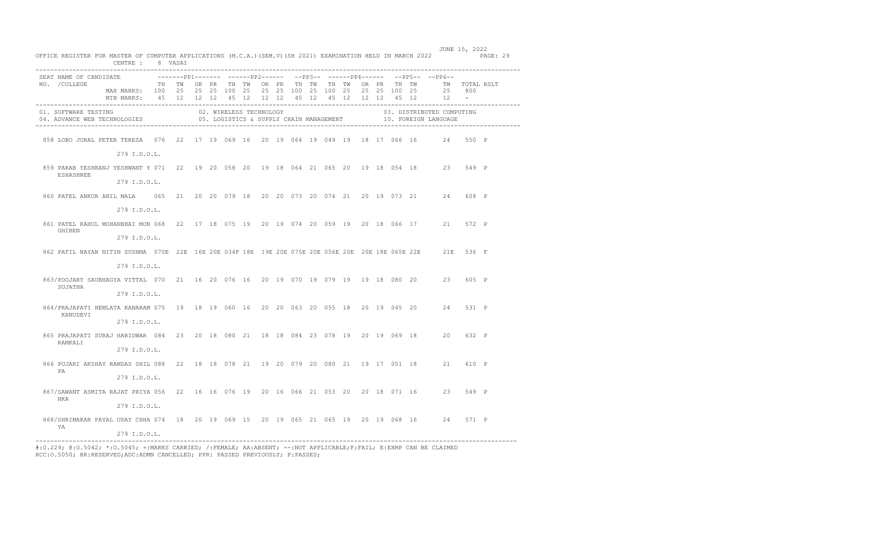OFFICE REGISTER FOR MASTER OF COMPUTER APPLICATIONS (M.C.A.)(SEM.V)(SH 2021) EXAMINATION HELD IN MARCH 2022 — JUNE 15, 2022

CENTRE : 8 VASAI

| SEAT NO. | NAME OF CANDIDATE /COLLEGE | PP1 TH | PP1 TW | PP1 OR | PP1 PR | PP2 TH | PP2 TW | PP2 OR | PP2 PR | PP3 TH | PP3 TW | PP4 TH | PP4 TW | PP4 OR | PP4 PR | PP5 TH | PP5 TW | PP6 TW | TOTAL | RSLT |
|---|---|---|---|---|---|---|---|---|---|---|---|---|---|---|---|---|---|---|---|---|
| | MAX MARKS: | 100 | 25 | 25 | 25 | 100 | 25 | 25 | 25 | 100 | 25 | 100 | 25 | 25 | 25 | 100 | 25 | 25 | 800 | |
| | MIN MARKS: | 45 | 12 | 12 | 12 | 45 | 12 | 12 | 12 | 45 | 12 | 45 | 12 | 12 | 12 | 45 | 12 | 12 | - | |
| 858 | LOBO JORAL PETER TERESA 279 I.D.O.L. | 076 | 22 | 17 | 19 | 069 | 16 | 20 | 19 | 064 | 19 | 049 | 19 | 18 | 17 | 066 | 16 | 24 | 550 | P |
| 859 | PARAB YESHRANJ YESHWANT YESHASHREE 279 I.D.O.L. | 071 | 22 | 19 | 20 | 058 | 20 | 19 | 18 | 064 | 21 | 065 | 20 | 19 | 18 | 054 | 18 | 23 | 549 | P |
| 860 | PATEL ANKUR ANIL MALA 279 I.D.O.L. | 065 | 21 | 20 | 20 | 079 | 18 | 20 | 20 | 073 | 20 | 074 | 21 | 20 | 19 | 073 | 21 | 24 | 608 | P |
| 861 | PATEL RAHUL MOHANBHAI MONGHIBEN 279 I.D.O.L. | 068 | 22 | 17 | 18 | 075 | 19 | 20 | 19 | 074 | 20 | 059 | 19 | 20 | 18 | 066 | 17 | 21 | 572 | P |
| 862 | PATIL NAYAN NITIN SUSHMA 279 I.D.O.L. | 070E | 22E | 16E | 20E | 034F | 18E | 19E | 20E | 075E | 20E | 056E | 20E | 20E | 18E | 065E | 22E | 21E | 536 | F |
| 863/ | POOJARY SAUBHAGYA VITTAL SUJATHA 279 I.D.O.L. | 070 | 21 | 16 | 20 | 076 | 16 | 20 | 19 | 070 | 19 | 079 | 19 | 19 | 18 | 080 | 20 | 23 | 605 | P |
| 864/ | PRAJAPATI HEMLATA KANARAM KANUDEVI 279 I.D.O.L. | 075 | 19 | 18 | 19 | 060 | 16 | 20 | 20 | 063 | 20 | 055 | 18 | 20 | 19 | 045 | 20 | 24 | 531 | P |
| 865 | PRAJAPATI SURAJ HARIDWAR RAMKALI 279 I.D.O.L. | 084 | 23 | 20 | 18 | 080 | 21 | 18 | 18 | 084 | 23 | 078 | 19 | 20 | 19 | 069 | 18 | 20 | 632 | P |
| 866 | PUJARI AKSHAY RAMDAS SHILPA 279 I.D.O.L. | 088 | 22 | 18 | 18 | 078 | 21 | 19 | 20 | 079 | 20 | 080 | 21 | 19 | 17 | 051 | 18 | 21 | 610 | P |
| 867/ | SAWANT ASMITA RAJAT PRIYANKA 279 I.D.O.L. | 056 | 22 | 16 | 16 | 076 | 19 | 20 | 16 | 066 | 21 | 053 | 20 | 20 | 18 | 071 | 16 | 23 | 549 | P |
| 868/ | SHRIMAKAR PAYAL UDAY CHHAYA 279 I.D.O.L. | 074 | 18 | 20 | 19 | 069 | 15 | 20 | 19 | 065 | 21 | 065 | 19 | 20 | 19 | 068 | 16 | 24 | 571 | P |

01. SOFTWARE TESTING — 02. WIRELESS TECHNOLOGY — 03. DISTRIBUTED COMPUTING
04. ADVANCE WEB TECHNOLOGIES — 05. LOGISTICS & SUPPLY CHAIN MANAGEMENT — 10. FOREIGN LANGUAGE

#:O.229; @:O.5042; *:O.5045; +:MARKS CARRIED; /:FEMALE; AA:ABSENT; --:NOT APPLICABLE;F:FAIL; E:EXMP CAN BE CLAIMED
RCC:O.5050; RR:RESERVED;ADC:ADMN CANCELLED; PPR: PASSED PREVIOUSLY; P:PASSES;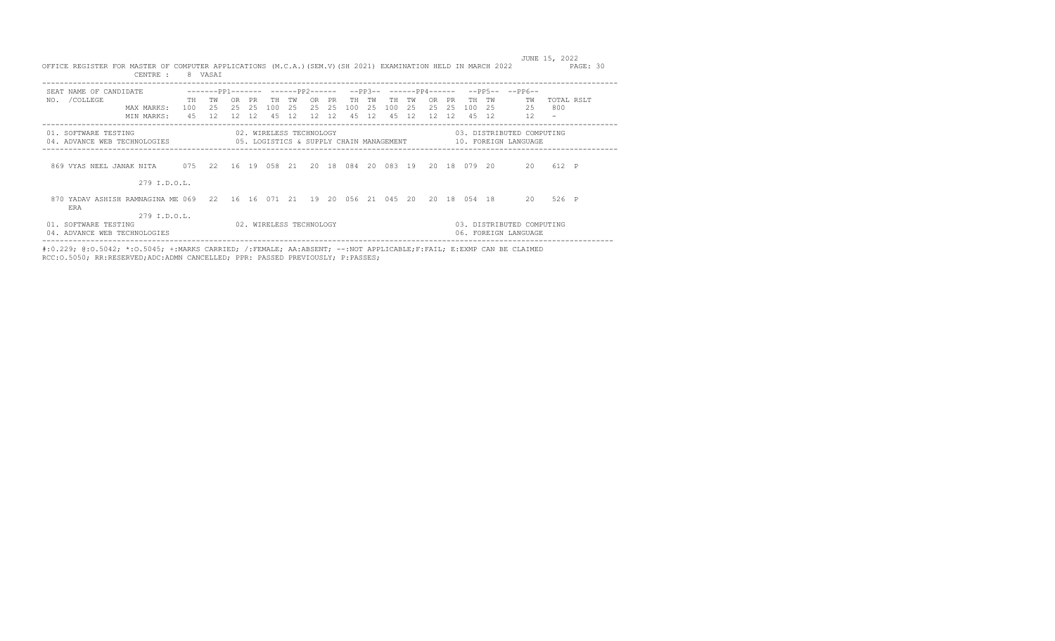JUNE 15, 2022

OFFICE REGISTER FOR MASTER OF COMPUTER APPLICATIONS (M.C.A.)(SEM.V)(SH 2021) EXAMINATION HELD IN MARCH 2022

CENTRE : 8 VASAI

| SEAT NO. | NAME OF CANDIDATE /COLLEGE | PP1 TH | PP1 TW | PP1 OR | PP1 PR | PP2 TH | PP2 TW | PP2 OR | PP2 PR | PP3 TH | PP3 TW | PP4 TH | PP4 TW | PP4 OR | PP4 PR | PP5 TH | PP5 TW | PP6 TW | TOTAL | RSLT |
|---|---|---|---|---|---|---|---|---|---|---|---|---|---|---|---|---|---|---|---|---|
| | MAX MARKS: | 100 | 25 | 25 | 25 | 100 | 25 | 25 | 25 | 100 | 25 | 100 | 25 | 25 | 25 | 100 | 25 | 25 | 800 | |
| | MIN MARKS: | 45 | 12 | 12 | 12 | 45 | 12 | 12 | 12 | 45 | 12 | 45 | 12 | 12 | 12 | 45 | 12 | 12 | - | |

01. SOFTWARE TESTING  02. WIRELESS TECHNOLOGY  03. DISTRIBUTED COMPUTING
04. ADVANCE WEB TECHNOLOGIES  05. LOGISTICS & SUPPLY CHAIN MANAGEMENT  10. FOREIGN LANGUAGE

| SEAT NO. | NAME OF CANDIDATE /COLLEGE | PP1 TH | PP1 TW | PP1 OR | PP1 PR | PP2 TH | PP2 TW | PP2 OR | PP2 PR | PP3 TH | PP3 TW | PP4 TH | PP4 TW | PP4 OR | PP4 PR | PP5 TH | PP5 TW | PP6 TW | TOTAL | RSLT |
|---|---|---|---|---|---|---|---|---|---|---|---|---|---|---|---|---|---|---|---|---|
| 869 | VYAS NEEL JANAK NITA / 279 I.D.O.L. | 075 | 22 | 16 | 19 | 058 | 21 | 20 | 18 | 084 | 20 | 083 | 19 | 20 | 18 | 079 | 20 | 20 | 612 | P |
| 870 | YADAV ASHISH RAMNAGINA MEERA / 279 I.D.O.L. | 069 | 22 | 16 | 16 | 071 | 21 | 19 | 20 | 056 | 21 | 045 | 20 | 20 | 18 | 054 | 18 | 20 | 526 | P |

01. SOFTWARE TESTING  02. WIRELESS TECHNOLOGY  03. DISTRIBUTED COMPUTING
04. ADVANCE WEB TECHNOLOGIES  06. FOREIGN LANGUAGE

#:O.229; @:O.5042; *:O.5045; +:MARKS CARRIED; /:FEMALE; AA:ABSENT; --:NOT APPLICABLE;F:FAIL; E:EXMP CAN BE CLAIMED
RCC:O.5050; RR:RESERVED;ADC:ADMN CANCELLED; PPR: PASSED PREVIOUSLY; P:PASSES;